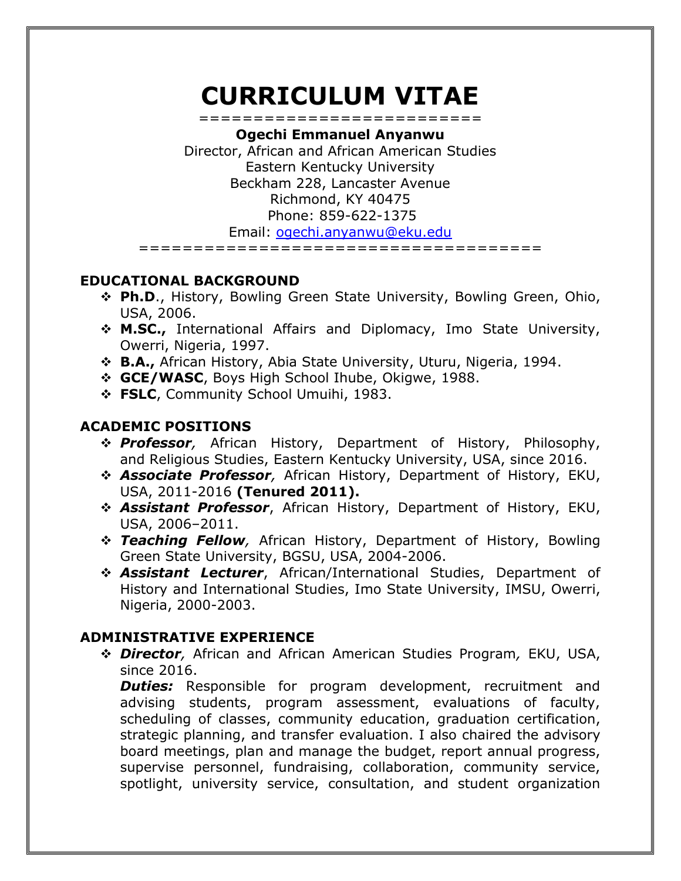# CURRICULUM VITAE

=========================

**Ogechi Emmanuel Anyanwu**

Director, African and African American Studies
Eastern Kentucky University
Beckham 228, Lancaster Avenue
Richmond, KY 40475
Phone: 859-622-1375
Email: ogechi.anyanwu@eku.edu

=====================================

## EDUCATIONAL BACKGROUND

- **Ph.D**., History, Bowling Green State University, Bowling Green, Ohio, USA, 2006.
- **M.SC.,** International Affairs and Diplomacy, Imo State University, Owerri, Nigeria, 1997.
- **B.A.,** African History, Abia State University, Uturu, Nigeria, 1994.
- **GCE/WASC**, Boys High School Ihube, Okigwe, 1988.
- **FSLC**, Community School Umuihi, 1983.

## ACADEMIC POSITIONS

- ***Professor**,* African History, Department of History, Philosophy, and Religious Studies, Eastern Kentucky University, USA, since 2016.
- ***Associate Professor**,* African History, Department of History, EKU, USA, 2011-2016 **(Tenured 2011).**
- ***Assistant Professor***, African History, Department of History, EKU, USA, 2006–2011.
- ***Teaching Fellow**,* African History, Department of History, Bowling Green State University, BGSU, USA, 2004-2006.
- ***Assistant Lecturer***, African/International Studies, Department of History and International Studies, Imo State University, IMSU, Owerri, Nigeria, 2000-2003.

## ADMINISTRATIVE EXPERIENCE

- ***Director**,* African and African American Studies Program*,* EKU, USA, since 2016.
  ***Duties:*** Responsible for program development, recruitment and advising students, program assessment, evaluations of faculty, scheduling of classes, community education, graduation certification, strategic planning, and transfer evaluation. I also chaired the advisory board meetings, plan and manage the budget, report annual progress, supervise personnel, fundraising, collaboration, community service, spotlight, university service, consultation, and student organization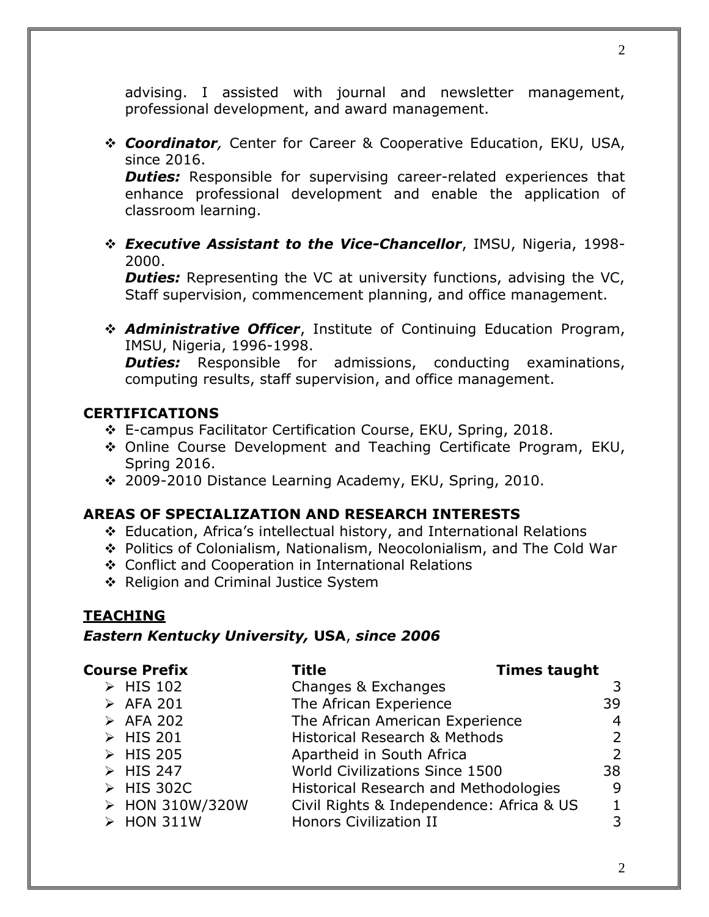advising. I assisted with journal and newsletter management, professional development, and award management.

- ***Coordinator**,* Center for Career & Cooperative Education, EKU, USA, since 2016.
  ***Duties:*** Responsible for supervising career-related experiences that enhance professional development and enable the application of classroom learning.

- ***Executive Assistant to the Vice-Chancellor***, IMSU, Nigeria, 1998-2000.
  ***Duties:*** Representing the VC at university functions, advising the VC, Staff supervision, commencement planning, and office management.

- ***Administrative Officer***, Institute of Continuing Education Program, IMSU, Nigeria, 1996-1998.
  ***Duties:*** Responsible for admissions, conducting examinations, computing results, staff supervision, and office management.

## CERTIFICATIONS

- E-campus Facilitator Certification Course, EKU, Spring, 2018.
- Online Course Development and Teaching Certificate Program, EKU, Spring 2016.
- 2009-2010 Distance Learning Academy, EKU, Spring, 2010.

## AREAS OF SPECIALIZATION AND RESEARCH INTERESTS

- Education, Africa's intellectual history, and International Relations
- Politics of Colonialism, Nationalism, Neocolonialism, and The Cold War
- Conflict and Cooperation in International Relations
- Religion and Criminal Justice System

## TEACHING

### *Eastern Kentucky University,* USA, *since 2006*

| Course Prefix | Title | Times taught |
|---|---|---|
| HIS 102 | Changes & Exchanges | 3 |
| AFA 201 | The African Experience | 39 |
| AFA 202 | The African American Experience | 4 |
| HIS 201 | Historical Research & Methods | 2 |
| HIS 205 | Apartheid in South Africa | 2 |
| HIS 247 | World Civilizations Since 1500 | 38 |
| HIS 302C | Historical Research and Methodologies | 9 |
| HON 310W/320W | Civil Rights & Independence: Africa & US | 1 |
| HON 311W | Honors Civilization II | 3 |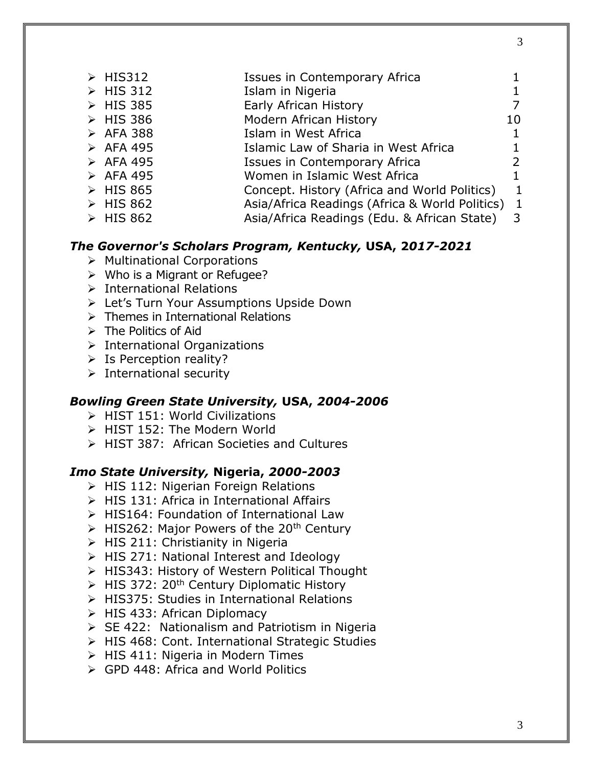| | | |
|---|---|---|
| ➢ HIS312 | Issues in Contemporary Africa | 1 |
| ➢ HIS 312 | Islam in Nigeria | 1 |
| ➢ HIS 385 | Early African History | 7 |
| ➢ HIS 386 | Modern African History | 10 |
| ➢ AFA 388 | Islam in West Africa | 1 |
| ➢ AFA 495 | Islamic Law of Sharia in West Africa | 1 |
| ➢ AFA 495 | Issues in Contemporary Africa | 2 |
| ➢ AFA 495 | Women in Islamic West Africa | 1 |
| ➢ HIS 865 | Concept. History (Africa and World Politics) | 1 |
| ➢ HIS 862 | Asia/Africa Readings (Africa & World Politics) | 1 |
| ➢ HIS 862 | Asia/Africa Readings (Edu. & African State) | 3 |

### ***The Governor's Scholars Program, Kentucky,* USA, *2017-2021***

- Multinational Corporations
- Who is a Migrant or Refugee?
- International Relations
- Let's Turn Your Assumptions Upside Down
- Themes in International Relations
- The Politics of Aid
- International Organizations
- Is Perception reality?
- International security

### ***Bowling Green State University,* USA, *2004-2006***

- HIST 151: World Civilizations
- HIST 152: The Modern World
- HIST 387: African Societies and Cultures

### ***Imo State University,* Nigeria, *2000-2003***

- HIS 112: Nigerian Foreign Relations
- HIS 131: Africa in International Affairs
- HIS164: Foundation of International Law
- HIS262: Major Powers of the 20th Century
- HIS 211: Christianity in Nigeria
- HIS 271: National Interest and Ideology
- HIS343: History of Western Political Thought
- HIS 372: 20th Century Diplomatic History
- HIS375: Studies in International Relations
- HIS 433: African Diplomacy
- SE 422: Nationalism and Patriotism in Nigeria
- HIS 468: Cont. International Strategic Studies
- HIS 411: Nigeria in Modern Times
- GPD 448: Africa and World Politics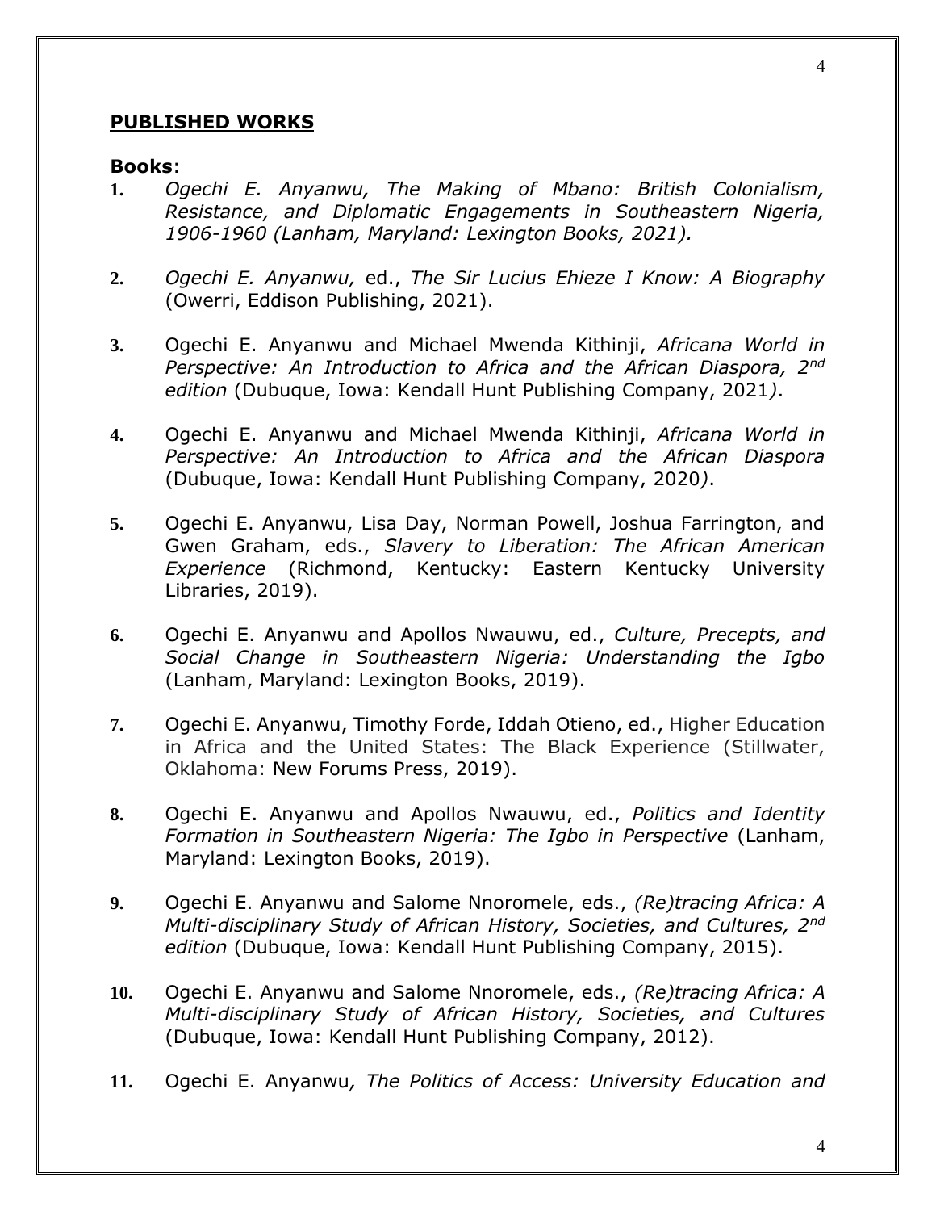## PUBLISHED WORKS

**Books**:

1. *Ogechi E. Anyanwu, The Making of Mbano: British Colonialism, Resistance, and Diplomatic Engagements in Southeastern Nigeria, 1906-1960 (Lanham, Maryland: Lexington Books, 2021).*

2. *Ogechi E. Anyanwu,* ed., *The Sir Lucius Ehieze I Know: A Biography* (Owerri, Eddison Publishing, 2021).

3. Ogechi E. Anyanwu and Michael Mwenda Kithinji, *Africana World in Perspective: An Introduction to Africa and the African Diaspora, 2nd edition* (Dubuque, Iowa: Kendall Hunt Publishing Company, 2021).

4. Ogechi E. Anyanwu and Michael Mwenda Kithinji, *Africana World in Perspective: An Introduction to Africa and the African Diaspora* (Dubuque, Iowa: Kendall Hunt Publishing Company, 2020).

5. Ogechi E. Anyanwu, Lisa Day, Norman Powell, Joshua Farrington, and Gwen Graham, eds., *Slavery to Liberation: The African American Experience* (Richmond, Kentucky: Eastern Kentucky University Libraries, 2019).

6. Ogechi E. Anyanwu and Apollos Nwauwu, ed., *Culture, Precepts, and Social Change in Southeastern Nigeria: Understanding the Igbo* (Lanham, Maryland: Lexington Books, 2019).

7. Ogechi E. Anyanwu, Timothy Forde, Iddah Otieno, ed., Higher Education in Africa and the United States: The Black Experience (Stillwater, Oklahoma: New Forums Press, 2019).

8. Ogechi E. Anyanwu and Apollos Nwauwu, ed., *Politics and Identity Formation in Southeastern Nigeria: The Igbo in Perspective* (Lanham, Maryland: Lexington Books, 2019).

9. Ogechi E. Anyanwu and Salome Nnoromele, eds., *(Re)tracing Africa: A Multi-disciplinary Study of African History, Societies, and Cultures, 2nd edition* (Dubuque, Iowa: Kendall Hunt Publishing Company, 2015).

10. Ogechi E. Anyanwu and Salome Nnoromele, eds., *(Re)tracing Africa: A Multi-disciplinary Study of African History, Societies, and Cultures* (Dubuque, Iowa: Kendall Hunt Publishing Company, 2012).

11. Ogechi E. Anyanwu*, The Politics of Access: University Education and*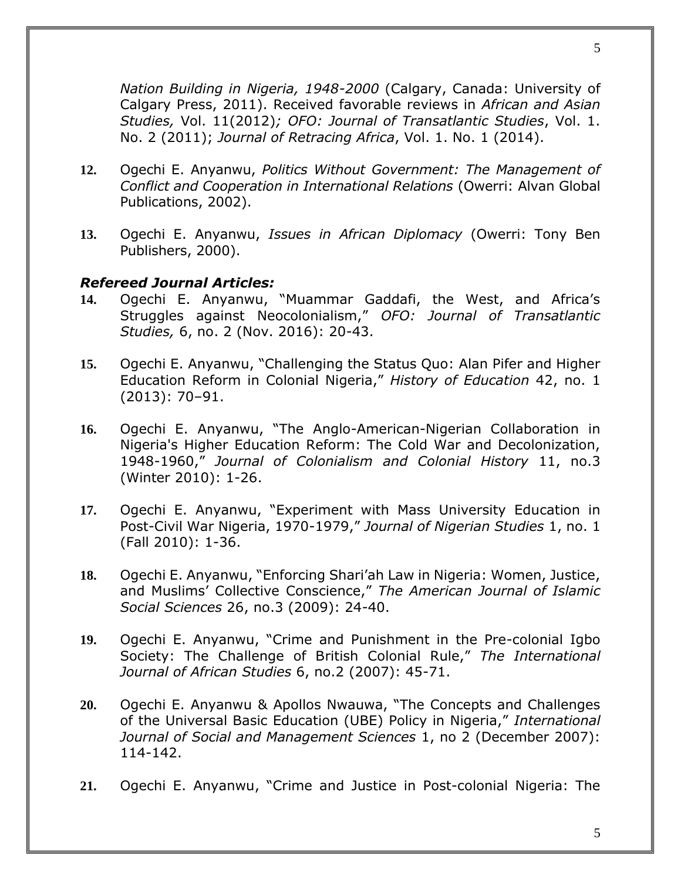*Nation Building in Nigeria, 1948-2000* (Calgary, Canada: University of Calgary Press, 2011). Received favorable reviews in *African and Asian Studies,* Vol. 11(2012)*; OFO: Journal of Transatlantic Studies*, Vol. 1. No. 2 (2011); *Journal of Retracing Africa*, Vol. 1. No. 1 (2014).

12. Ogechi E. Anyanwu, *Politics Without Government: The Management of Conflict and Cooperation in International Relations* (Owerri: Alvan Global Publications, 2002).

13. Ogechi E. Anyanwu, *Issues in African Diplomacy* (Owerri: Tony Ben Publishers, 2000).

***Refereed Journal Articles:***

14. Ogechi E. Anyanwu, "Muammar Gaddafi, the West, and Africa's Struggles against Neocolonialism," *OFO: Journal of Transatlantic Studies,* 6, no. 2 (Nov. 2016): 20-43.

15. Ogechi E. Anyanwu, "Challenging the Status Quo: Alan Pifer and Higher Education Reform in Colonial Nigeria," *History of Education* 42, no. 1 (2013): 70–91.

16. Ogechi E. Anyanwu, "The Anglo-American-Nigerian Collaboration in Nigeria's Higher Education Reform: The Cold War and Decolonization, 1948-1960," *Journal of Colonialism and Colonial History* 11, no.3 (Winter 2010): 1-26.

17. Ogechi E. Anyanwu, "Experiment with Mass University Education in Post-Civil War Nigeria, 1970-1979," *Journal of Nigerian Studies* 1, no. 1 (Fall 2010): 1-36.

18. Ogechi E. Anyanwu, "Enforcing Shari'ah Law in Nigeria: Women, Justice, and Muslims' Collective Conscience," *The American Journal of Islamic Social Sciences* 26, no.3 (2009): 24-40.

19. Ogechi E. Anyanwu, "Crime and Punishment in the Pre-colonial Igbo Society: The Challenge of British Colonial Rule," *The International Journal of African Studies* 6, no.2 (2007): 45-71.

20. Ogechi E. Anyanwu & Apollos Nwauwa, "The Concepts and Challenges of the Universal Basic Education (UBE) Policy in Nigeria," *International Journal of Social and Management Sciences* 1, no 2 (December 2007): 114-142.

21. Ogechi E. Anyanwu, "Crime and Justice in Post-colonial Nigeria: The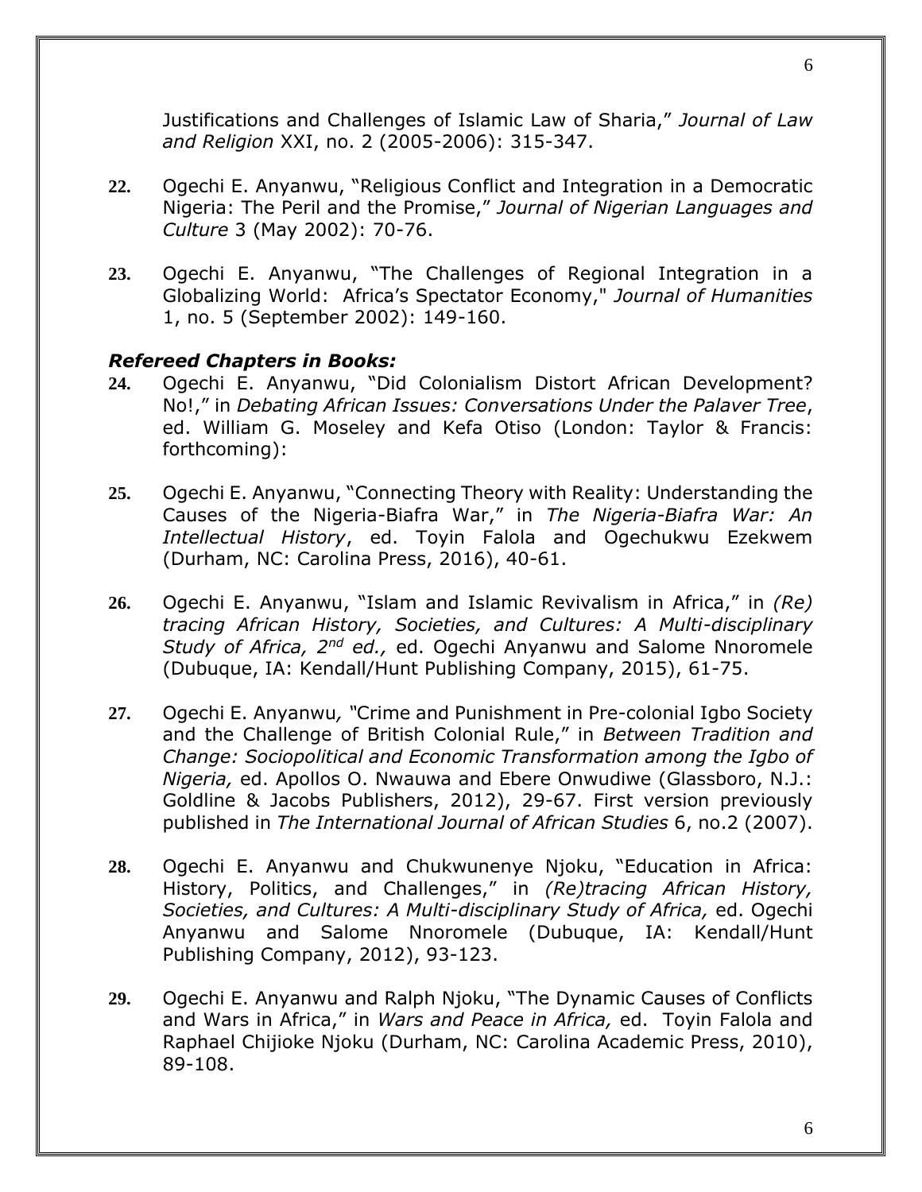Justifications and Challenges of Islamic Law of Sharia," *Journal of Law and Religion* XXI, no. 2 (2005-2006): 315-347.

22. Ogechi E. Anyanwu, "Religious Conflict and Integration in a Democratic Nigeria: The Peril and the Promise," *Journal of Nigerian Languages and Culture* 3 (May 2002): 70-76.

23. Ogechi E. Anyanwu, "The Challenges of Regional Integration in a Globalizing World: Africa's Spectator Economy," *Journal of Humanities* 1, no. 5 (September 2002): 149-160.

### *Refereed Chapters in Books:*

24. Ogechi E. Anyanwu, "Did Colonialism Distort African Development? No!," in *Debating African Issues: Conversations Under the Palaver Tree*, ed. William G. Moseley and Kefa Otiso (London: Taylor & Francis: forthcoming):

25. Ogechi E. Anyanwu, "Connecting Theory with Reality: Understanding the Causes of the Nigeria-Biafra War," in *The Nigeria-Biafra War: An Intellectual History*, ed. Toyin Falola and Ogechukwu Ezekwem (Durham, NC: Carolina Press, 2016), 40-61.

26. Ogechi E. Anyanwu, "Islam and Islamic Revivalism in Africa," in *(Re) tracing African History, Societies, and Cultures: A Multi-disciplinary Study of Africa, 2nd ed.,* ed. Ogechi Anyanwu and Salome Nnoromele (Dubuque, IA: Kendall/Hunt Publishing Company, 2015), 61-75.

27. Ogechi E. Anyanwu, "Crime and Punishment in Pre-colonial Igbo Society and the Challenge of British Colonial Rule," in *Between Tradition and Change: Sociopolitical and Economic Transformation among the Igbo of Nigeria,* ed. Apollos O. Nwauwa and Ebere Onwudiwe (Glassboro, N.J.: Goldline & Jacobs Publishers, 2012), 29-67. First version previously published in *The International Journal of African Studies* 6, no.2 (2007).

28. Ogechi E. Anyanwu and Chukwunenye Njoku, "Education in Africa: History, Politics, and Challenges," in *(Re)tracing African History, Societies, and Cultures: A Multi-disciplinary Study of Africa,* ed. Ogechi Anyanwu and Salome Nnoromele (Dubuque, IA: Kendall/Hunt Publishing Company, 2012), 93-123.

29. Ogechi E. Anyanwu and Ralph Njoku, "The Dynamic Causes of Conflicts and Wars in Africa," in *Wars and Peace in Africa,* ed. Toyin Falola and Raphael Chijioke Njoku (Durham, NC: Carolina Academic Press, 2010), 89-108.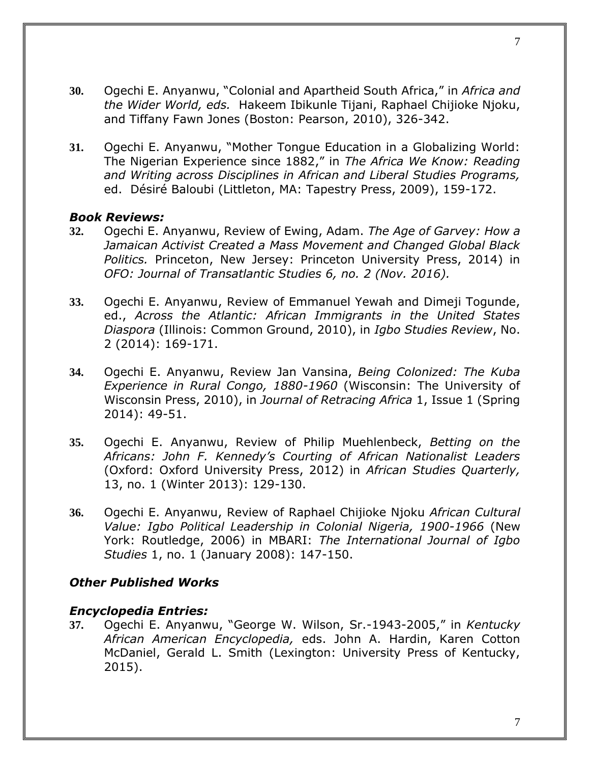**30.** Ogechi E. Anyanwu, "Colonial and Apartheid South Africa," in *Africa and the Wider World, eds.* Hakeem Ibikunle Tijani, Raphael Chijioke Njoku, and Tiffany Fawn Jones (Boston: Pearson, 2010), 326-342.

**31.** Ogechi E. Anyanwu, "Mother Tongue Education in a Globalizing World: The Nigerian Experience since 1882," in *The Africa We Know: Reading and Writing across Disciplines in African and Liberal Studies Programs,* ed. Désiré Baloubi (Littleton, MA: Tapestry Press, 2009), 159-172.

### *Book Reviews:*

**32.** Ogechi E. Anyanwu, Review of Ewing, Adam. *The Age of Garvey: How a Jamaican Activist Created a Mass Movement and Changed Global Black Politics.* Princeton, New Jersey: Princeton University Press, 2014) in *OFO: Journal of Transatlantic Studies 6, no. 2 (Nov. 2016).*

**33.** Ogechi E. Anyanwu, Review of Emmanuel Yewah and Dimeji Togunde, ed., *Across the Atlantic: African Immigrants in the United States Diaspora* (Illinois: Common Ground, 2010), in *Igbo Studies Review*, No. 2 (2014): 169-171.

**34.** Ogechi E. Anyanwu, Review Jan Vansina, *Being Colonized: The Kuba Experience in Rural Congo, 1880-1960* (Wisconsin: The University of Wisconsin Press, 2010), in *Journal of Retracing Africa* 1, Issue 1 (Spring 2014): 49-51.

**35.** Ogechi E. Anyanwu, Review of Philip Muehlenbeck, *Betting on the Africans: John F. Kennedy's Courting of African Nationalist Leaders* (Oxford: Oxford University Press, 2012) in *African Studies Quarterly,* 13, no. 1 (Winter 2013): 129-130.

**36.** Ogechi E. Anyanwu, Review of Raphael Chijioke Njoku *African Cultural Value: Igbo Political Leadership in Colonial Nigeria, 1900-1966* (New York: Routledge, 2006) in MBARI: *The International Journal of Igbo Studies* 1, no. 1 (January 2008): 147-150.

### *Other Published Works*

### *Encyclopedia Entries:*

**37.** Ogechi E. Anyanwu, "George W. Wilson, Sr.-1943-2005," in *Kentucky African American Encyclopedia,* eds. John A. Hardin, Karen Cotton McDaniel, Gerald L. Smith (Lexington: University Press of Kentucky, 2015).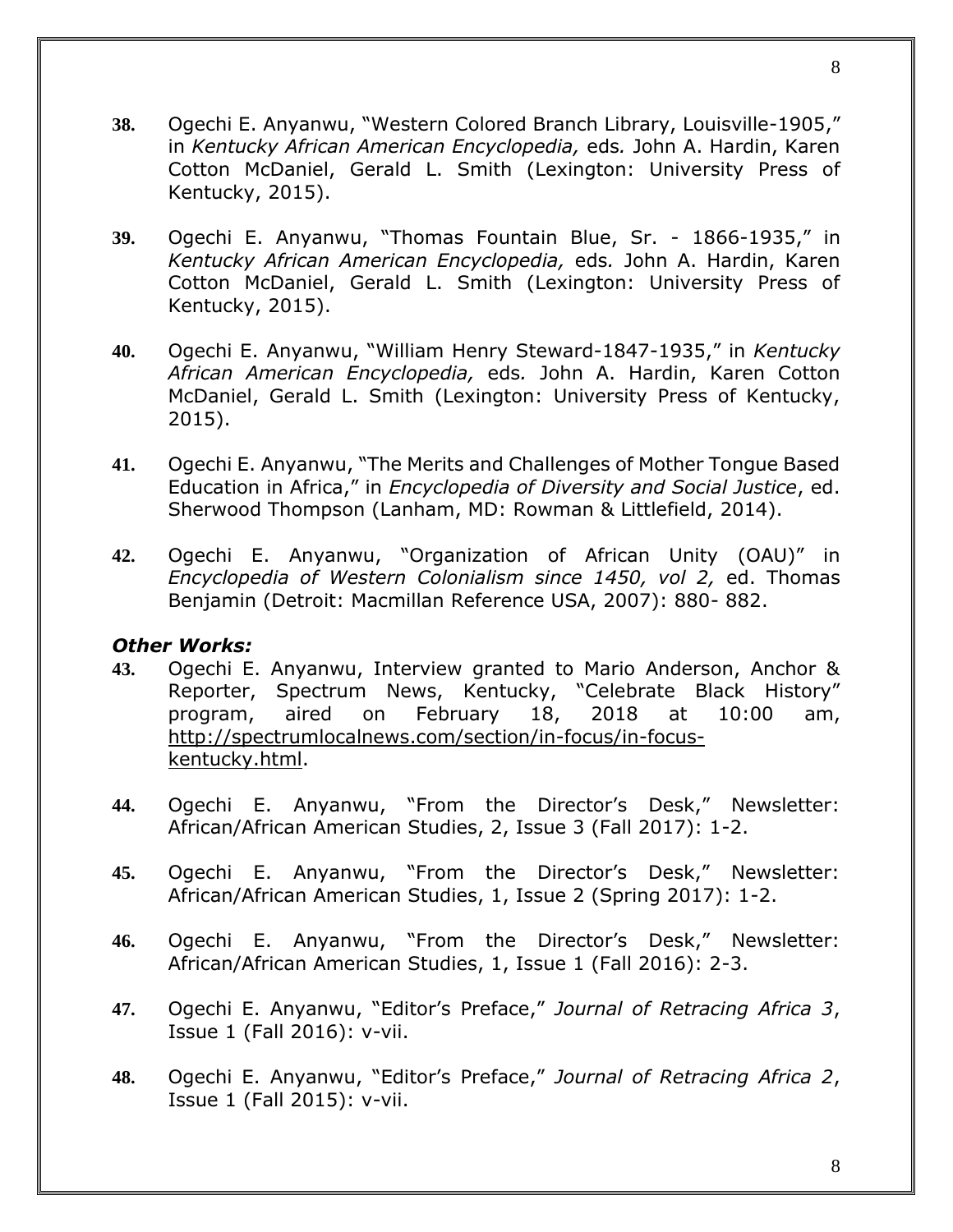**38.** Ogechi E. Anyanwu, "Western Colored Branch Library, Louisville-1905," in *Kentucky African American Encyclopedia,* eds*.* John A. Hardin, Karen Cotton McDaniel, Gerald L. Smith (Lexington: University Press of Kentucky, 2015).

**39.** Ogechi E. Anyanwu, "Thomas Fountain Blue, Sr. - 1866-1935," in *Kentucky African American Encyclopedia,* eds*.* John A. Hardin, Karen Cotton McDaniel, Gerald L. Smith (Lexington: University Press of Kentucky, 2015).

**40.** Ogechi E. Anyanwu, "William Henry Steward-1847-1935," in *Kentucky African American Encyclopedia,* eds*.* John A. Hardin, Karen Cotton McDaniel, Gerald L. Smith (Lexington: University Press of Kentucky, 2015).

**41.** Ogechi E. Anyanwu, "The Merits and Challenges of Mother Tongue Based Education in Africa," in *Encyclopedia of Diversity and Social Justice*, ed. Sherwood Thompson (Lanham, MD: Rowman & Littlefield, 2014).

**42.** Ogechi E. Anyanwu, "Organization of African Unity (OAU)" in *Encyclopedia of Western Colonialism since 1450, vol 2,* ed. Thomas Benjamin (Detroit: Macmillan Reference USA, 2007): 880- 882.

***Other Works:***

**43.** Ogechi E. Anyanwu, Interview granted to Mario Anderson, Anchor & Reporter, Spectrum News, Kentucky, "Celebrate Black History" program, aired on February 18, 2018 at 10:00 am, http://spectrumlocalnews.com/section/in-focus/in-focus-kentucky.html.

**44.** Ogechi E. Anyanwu, "From the Director's Desk," Newsletter: African/African American Studies, 2, Issue 3 (Fall 2017): 1-2.

**45.** Ogechi E. Anyanwu, "From the Director's Desk," Newsletter: African/African American Studies, 1, Issue 2 (Spring 2017): 1-2.

**46.** Ogechi E. Anyanwu, "From the Director's Desk," Newsletter: African/African American Studies, 1, Issue 1 (Fall 2016): 2-3.

**47.** Ogechi E. Anyanwu, "Editor's Preface," *Journal of Retracing Africa 3*, Issue 1 (Fall 2016): v-vii.

**48.** Ogechi E. Anyanwu, "Editor's Preface," *Journal of Retracing Africa 2*, Issue 1 (Fall 2015): v-vii.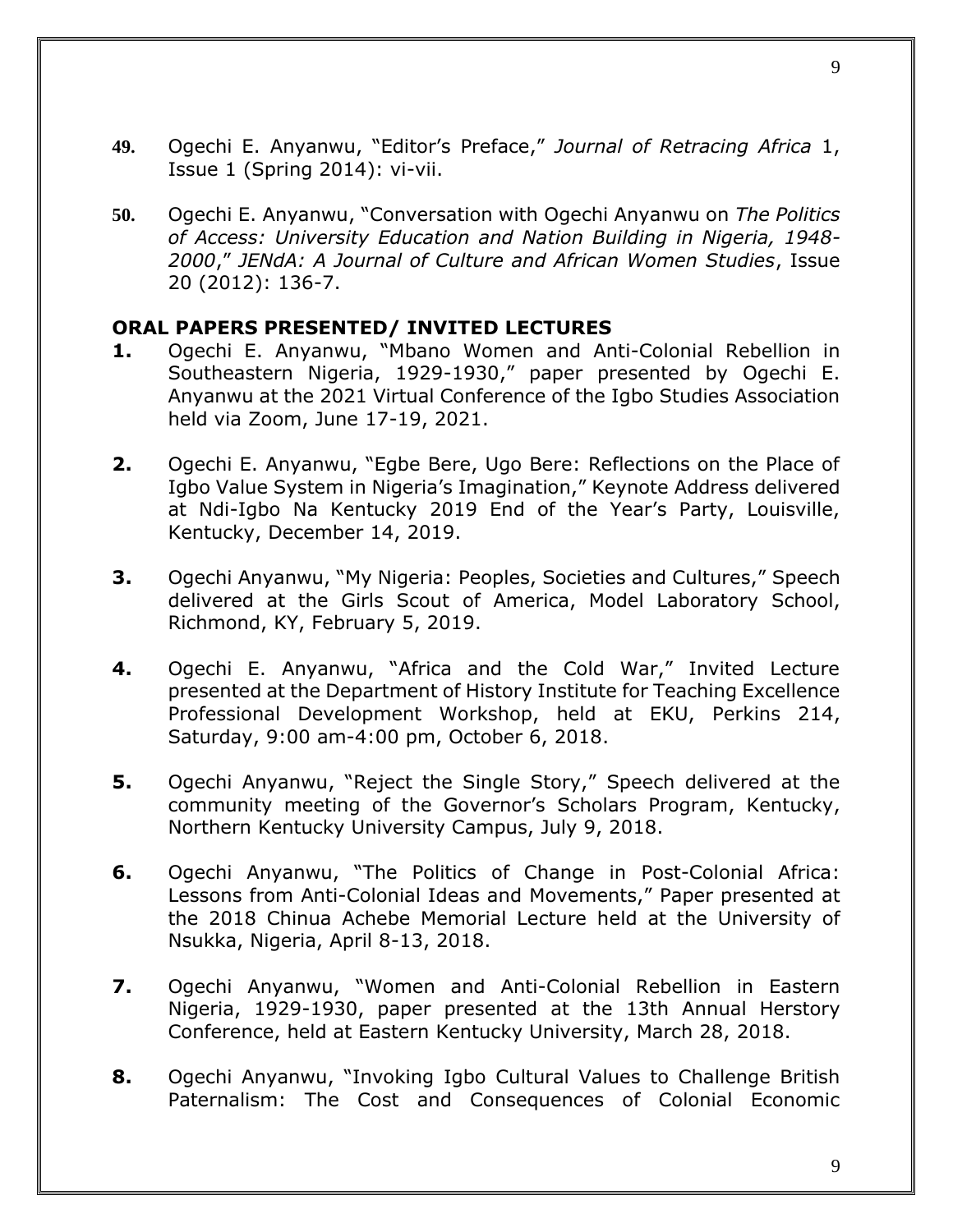49. Ogechi E. Anyanwu, "Editor's Preface," *Journal of Retracing Africa* 1, Issue 1 (Spring 2014): vi-vii.

50. Ogechi E. Anyanwu, "Conversation with Ogechi Anyanwu on *The Politics of Access: University Education and Nation Building in Nigeria, 1948-2000*," *JENdA: A Journal of Culture and African Women Studies*, Issue 20 (2012): 136-7.

**ORAL PAPERS PRESENTED/ INVITED LECTURES**

1. Ogechi E. Anyanwu, "Mbano Women and Anti-Colonial Rebellion in Southeastern Nigeria, 1929-1930," paper presented by Ogechi E. Anyanwu at the 2021 Virtual Conference of the Igbo Studies Association held via Zoom, June 17-19, 2021.

2. Ogechi E. Anyanwu, "Egbe Bere, Ugo Bere: Reflections on the Place of Igbo Value System in Nigeria's Imagination," Keynote Address delivered at Ndi-Igbo Na Kentucky 2019 End of the Year's Party, Louisville, Kentucky, December 14, 2019.

3. Ogechi Anyanwu, "My Nigeria: Peoples, Societies and Cultures," Speech delivered at the Girls Scout of America, Model Laboratory School, Richmond, KY, February 5, 2019.

4. Ogechi E. Anyanwu, "Africa and the Cold War," Invited Lecture presented at the Department of History Institute for Teaching Excellence Professional Development Workshop, held at EKU, Perkins 214, Saturday, 9:00 am-4:00 pm, October 6, 2018.

5. Ogechi Anyanwu, "Reject the Single Story," Speech delivered at the community meeting of the Governor's Scholars Program, Kentucky, Northern Kentucky University Campus, July 9, 2018.

6. Ogechi Anyanwu, "The Politics of Change in Post-Colonial Africa: Lessons from Anti-Colonial Ideas and Movements," Paper presented at the 2018 Chinua Achebe Memorial Lecture held at the University of Nsukka, Nigeria, April 8-13, 2018.

7. Ogechi Anyanwu, "Women and Anti-Colonial Rebellion in Eastern Nigeria, 1929-1930, paper presented at the 13th Annual Herstory Conference, held at Eastern Kentucky University, March 28, 2018.

8. Ogechi Anyanwu, "Invoking Igbo Cultural Values to Challenge British Paternalism: The Cost and Consequences of Colonial Economic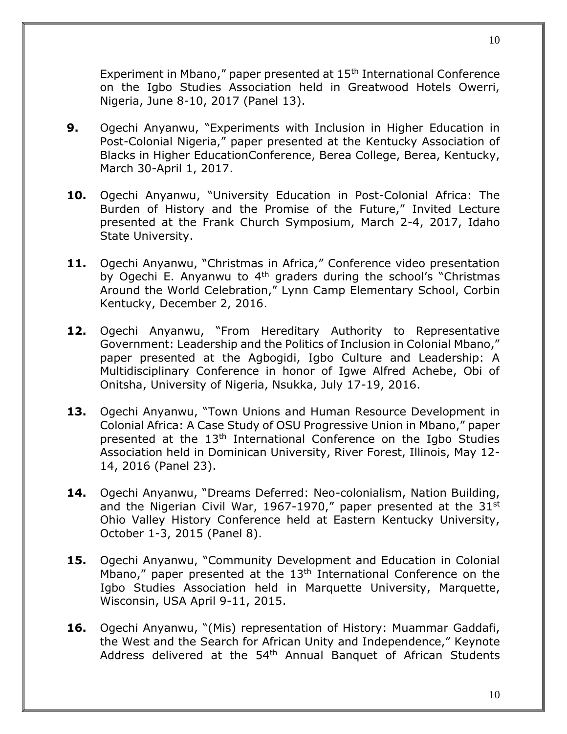Experiment in Mbano," paper presented at 15th International Conference on the Igbo Studies Association held in Greatwood Hotels Owerri, Nigeria, June 8-10, 2017 (Panel 13).

**9.** Ogechi Anyanwu, "Experiments with Inclusion in Higher Education in Post-Colonial Nigeria," paper presented at the Kentucky Association of Blacks in Higher EducationConference, Berea College, Berea, Kentucky, March 30-April 1, 2017.

**10.** Ogechi Anyanwu, "University Education in Post-Colonial Africa: The Burden of History and the Promise of the Future," Invited Lecture presented at the Frank Church Symposium, March 2-4, 2017, Idaho State University.

**11.** Ogechi Anyanwu, "Christmas in Africa," Conference video presentation by Ogechi E. Anyanwu to 4th graders during the school's "Christmas Around the World Celebration," Lynn Camp Elementary School, Corbin Kentucky, December 2, 2016.

**12.** Ogechi Anyanwu, "From Hereditary Authority to Representative Government: Leadership and the Politics of Inclusion in Colonial Mbano," paper presented at the Agbogidi, Igbo Culture and Leadership: A Multidisciplinary Conference in honor of Igwe Alfred Achebe, Obi of Onitsha, University of Nigeria, Nsukka, July 17-19, 2016.

**13.** Ogechi Anyanwu, "Town Unions and Human Resource Development in Colonial Africa: A Case Study of OSU Progressive Union in Mbano," paper presented at the 13th International Conference on the Igbo Studies Association held in Dominican University, River Forest, Illinois, May 12-14, 2016 (Panel 23).

**14.** Ogechi Anyanwu, "Dreams Deferred: Neo-colonialism, Nation Building, and the Nigerian Civil War, 1967-1970," paper presented at the 31st Ohio Valley History Conference held at Eastern Kentucky University, October 1-3, 2015 (Panel 8).

**15.** Ogechi Anyanwu, "Community Development and Education in Colonial Mbano," paper presented at the 13th International Conference on the Igbo Studies Association held in Marquette University, Marquette, Wisconsin, USA April 9-11, 2015.

**16.** Ogechi Anyanwu, "(Mis) representation of History: Muammar Gaddafi, the West and the Search for African Unity and Independence," Keynote Address delivered at the 54th Annual Banquet of African Students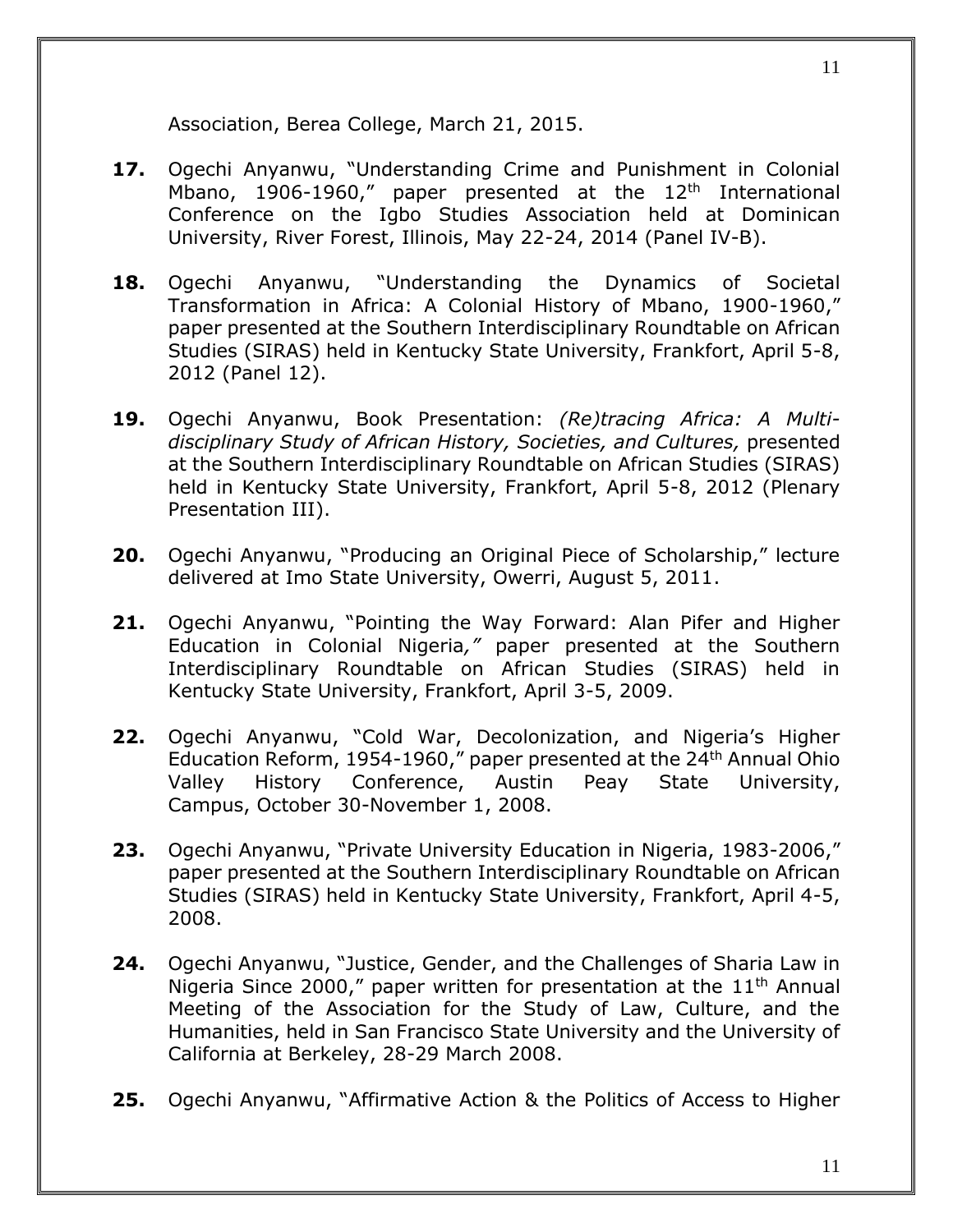Association, Berea College, March 21, 2015.

**17.** Ogechi Anyanwu, "Understanding Crime and Punishment in Colonial Mbano, 1906-1960," paper presented at the 12th International Conference on the Igbo Studies Association held at Dominican University, River Forest, Illinois, May 22-24, 2014 (Panel IV-B).

**18.** Ogechi Anyanwu, "Understanding the Dynamics of Societal Transformation in Africa: A Colonial History of Mbano, 1900-1960," paper presented at the Southern Interdisciplinary Roundtable on African Studies (SIRAS) held in Kentucky State University, Frankfort, April 5-8, 2012 (Panel 12).

**19.** Ogechi Anyanwu, Book Presentation: *(Re)tracing Africa: A Multi-disciplinary Study of African History, Societies, and Cultures,* presented at the Southern Interdisciplinary Roundtable on African Studies (SIRAS) held in Kentucky State University, Frankfort, April 5-8, 2012 (Plenary Presentation III).

**20.** Ogechi Anyanwu, "Producing an Original Piece of Scholarship," lecture delivered at Imo State University, Owerri, August 5, 2011.

**21.** Ogechi Anyanwu, "Pointing the Way Forward: Alan Pifer and Higher Education in Colonial Nigeria," paper presented at the Southern Interdisciplinary Roundtable on African Studies (SIRAS) held in Kentucky State University, Frankfort, April 3-5, 2009.

**22.** Ogechi Anyanwu, "Cold War, Decolonization, and Nigeria's Higher Education Reform, 1954-1960," paper presented at the 24th Annual Ohio Valley History Conference, Austin Peay State University, Campus, October 30-November 1, 2008.

**23.** Ogechi Anyanwu, "Private University Education in Nigeria, 1983-2006," paper presented at the Southern Interdisciplinary Roundtable on African Studies (SIRAS) held in Kentucky State University, Frankfort, April 4-5, 2008.

**24.** Ogechi Anyanwu, "Justice, Gender, and the Challenges of Sharia Law in Nigeria Since 2000," paper written for presentation at the 11th Annual Meeting of the Association for the Study of Law, Culture, and the Humanities, held in San Francisco State University and the University of California at Berkeley, 28-29 March 2008.

**25.** Ogechi Anyanwu, "Affirmative Action & the Politics of Access to Higher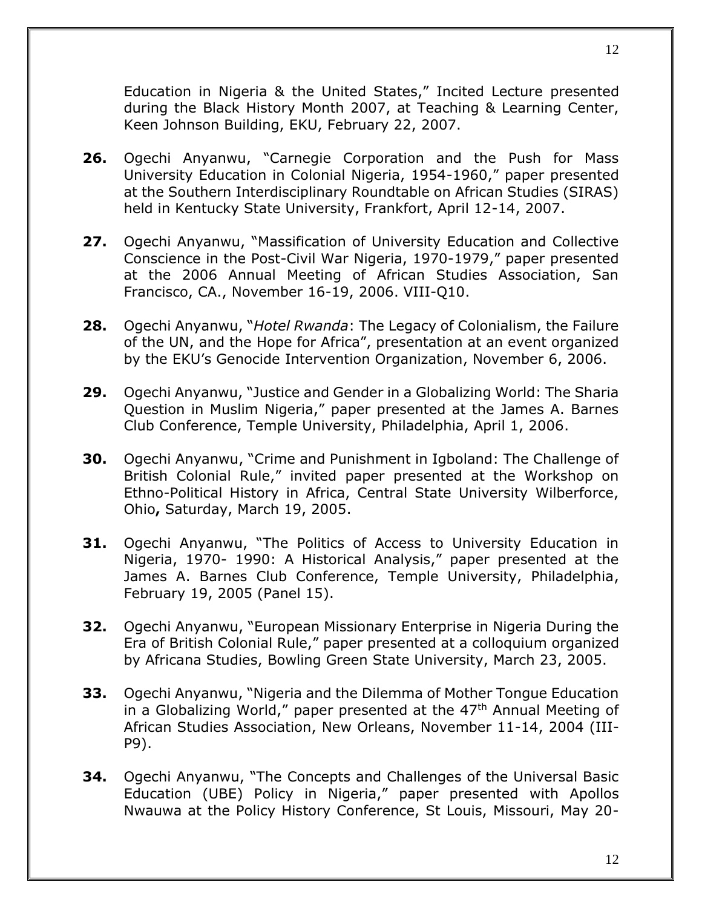Education in Nigeria & the United States," Incited Lecture presented during the Black History Month 2007, at Teaching & Learning Center, Keen Johnson Building, EKU, February 22, 2007.

**26.** Ogechi Anyanwu, "Carnegie Corporation and the Push for Mass University Education in Colonial Nigeria, 1954-1960," paper presented at the Southern Interdisciplinary Roundtable on African Studies (SIRAS) held in Kentucky State University, Frankfort, April 12-14, 2007.

**27.** Ogechi Anyanwu, "Massification of University Education and Collective Conscience in the Post-Civil War Nigeria, 1970-1979," paper presented at the 2006 Annual Meeting of African Studies Association, San Francisco, CA., November 16-19, 2006. VIII-Q10.

**28.** Ogechi Anyanwu, "*Hotel Rwanda*: The Legacy of Colonialism, the Failure of the UN, and the Hope for Africa", presentation at an event organized by the EKU's Genocide Intervention Organization, November 6, 2006.

**29.** Ogechi Anyanwu, "Justice and Gender in a Globalizing World: The Sharia Question in Muslim Nigeria," paper presented at the James A. Barnes Club Conference, Temple University, Philadelphia, April 1, 2006.

**30.** Ogechi Anyanwu, "Crime and Punishment in Igboland: The Challenge of British Colonial Rule," invited paper presented at the Workshop on Ethno-Political History in Africa, Central State University Wilberforce, Ohio**,** Saturday, March 19, 2005.

**31.** Ogechi Anyanwu, "The Politics of Access to University Education in Nigeria, 1970- 1990: A Historical Analysis," paper presented at the James A. Barnes Club Conference, Temple University, Philadelphia, February 19, 2005 (Panel 15).

**32.** Ogechi Anyanwu, "European Missionary Enterprise in Nigeria During the Era of British Colonial Rule," paper presented at a colloquium organized by Africana Studies, Bowling Green State University, March 23, 2005.

**33.** Ogechi Anyanwu, "Nigeria and the Dilemma of Mother Tongue Education in a Globalizing World," paper presented at the 47th Annual Meeting of African Studies Association, New Orleans, November 11-14, 2004 (III-P9).

**34.** Ogechi Anyanwu, "The Concepts and Challenges of the Universal Basic Education (UBE) Policy in Nigeria," paper presented with Apollos Nwauwa at the Policy History Conference, St Louis, Missouri, May 20-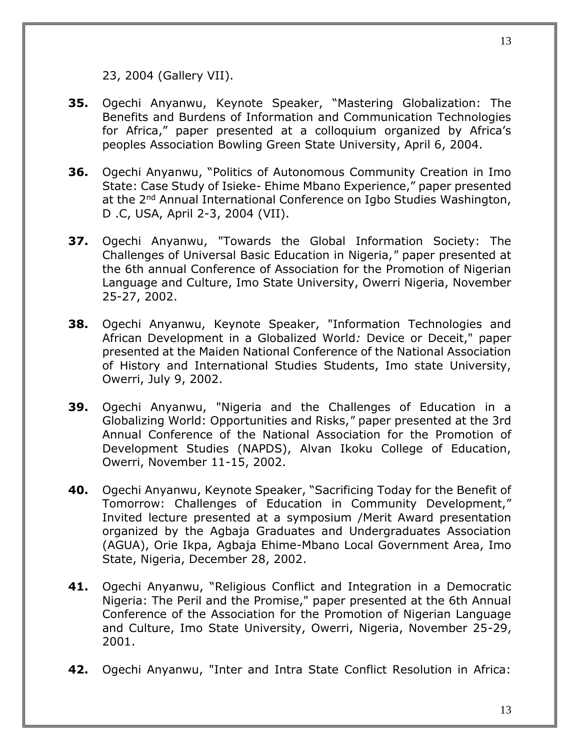23, 2004 (Gallery VII).

**35.** Ogechi Anyanwu, Keynote Speaker, "Mastering Globalization: The Benefits and Burdens of Information and Communication Technologies for Africa," paper presented at a colloquium organized by Africa's peoples Association Bowling Green State University, April 6, 2004.

**36.** Ogechi Anyanwu, "Politics of Autonomous Community Creation in Imo State: Case Study of Isieke- Ehime Mbano Experience," paper presented at the 2nd Annual International Conference on Igbo Studies Washington, D .C, USA, April 2-3, 2004 (VII).

**37.** Ogechi Anyanwu, "Towards the Global Information Society: The Challenges of Universal Basic Education in Nigeria," paper presented at the 6th annual Conference of Association for the Promotion of Nigerian Language and Culture, Imo State University, Owerri Nigeria, November 25-27, 2002.

**38.** Ogechi Anyanwu, Keynote Speaker, "Information Technologies and African Development in a Globalized World*:* Device or Deceit," paper presented at the Maiden National Conference of the National Association of History and International Studies Students, Imo state University, Owerri, July 9, 2002.

**39.** Ogechi Anyanwu, "Nigeria and the Challenges of Education in a Globalizing World: Opportunities and Risks," paper presented at the 3rd Annual Conference of the National Association for the Promotion of Development Studies (NAPDS), Alvan Ikoku College of Education, Owerri, November 11-15, 2002.

**40.** Ogechi Anyanwu, Keynote Speaker, "Sacrificing Today for the Benefit of Tomorrow: Challenges of Education in Community Development," Invited lecture presented at a symposium /Merit Award presentation organized by the Agbaja Graduates and Undergraduates Association (AGUA), Orie Ikpa, Agbaja Ehime-Mbano Local Government Area, Imo State, Nigeria, December 28, 2002.

**41.** Ogechi Anyanwu, "Religious Conflict and Integration in a Democratic Nigeria: The Peril and the Promise," paper presented at the 6th Annual Conference of the Association for the Promotion of Nigerian Language and Culture, Imo State University, Owerri, Nigeria, November 25-29, 2001.

**42.** Ogechi Anyanwu, "Inter and Intra State Conflict Resolution in Africa: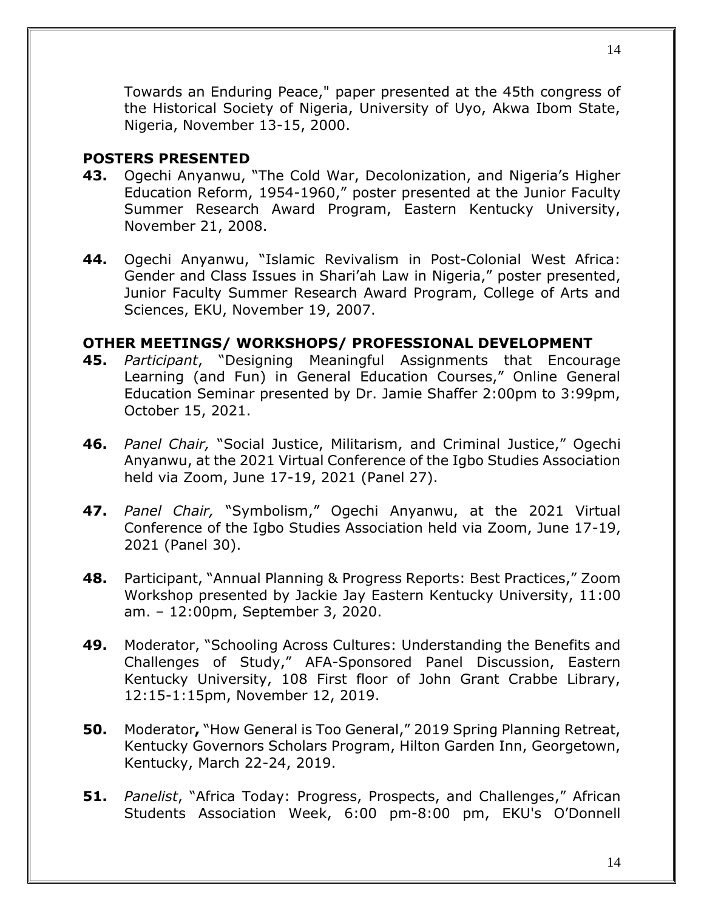Towards an Enduring Peace," paper presented at the 45th congress of the Historical Society of Nigeria, University of Uyo, Akwa Ibom State, Nigeria, November 13-15, 2000.

### POSTERS PRESENTED

**43.** Ogechi Anyanwu, "The Cold War, Decolonization, and Nigeria's Higher Education Reform, 1954-1960," poster presented at the Junior Faculty Summer Research Award Program, Eastern Kentucky University, November 21, 2008.

**44.** Ogechi Anyanwu, "Islamic Revivalism in Post-Colonial West Africa: Gender and Class Issues in Shari'ah Law in Nigeria," poster presented, Junior Faculty Summer Research Award Program, College of Arts and Sciences, EKU, November 19, 2007.

### OTHER MEETINGS/ WORKSHOPS/ PROFESSIONAL DEVELOPMENT

**45.** *Participant*, "Designing Meaningful Assignments that Encourage Learning (and Fun) in General Education Courses," Online General Education Seminar presented by Dr. Jamie Shaffer 2:00pm to 3:99pm, October 15, 2021.

**46.** *Panel Chair,* "Social Justice, Militarism, and Criminal Justice," Ogechi Anyanwu, at the 2021 Virtual Conference of the Igbo Studies Association held via Zoom, June 17-19, 2021 (Panel 27).

**47.** *Panel Chair,* "Symbolism," Ogechi Anyanwu, at the 2021 Virtual Conference of the Igbo Studies Association held via Zoom, June 17-19, 2021 (Panel 30).

**48.** Participant, "Annual Planning & Progress Reports: Best Practices," Zoom Workshop presented by Jackie Jay Eastern Kentucky University, 11:00 am. – 12:00pm, September 3, 2020.

**49.** Moderator, "Schooling Across Cultures: Understanding the Benefits and Challenges of Study," AFA-Sponsored Panel Discussion, Eastern Kentucky University, 108 First floor of John Grant Crabbe Library, 12:15-1:15pm, November 12, 2019.

**50.** Moderator**,** "How General is Too General," 2019 Spring Planning Retreat, Kentucky Governors Scholars Program, Hilton Garden Inn, Georgetown, Kentucky, March 22-24, 2019.

**51.** *Panelist*, "Africa Today: Progress, Prospects, and Challenges," African Students Association Week, 6:00 pm-8:00 pm, EKU's O'Donnell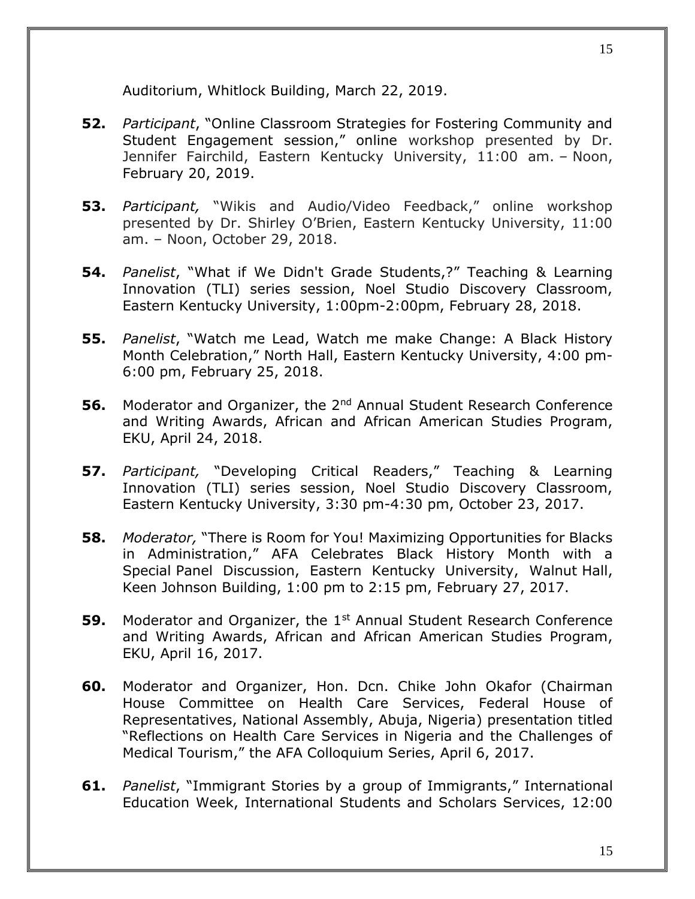Auditorium, Whitlock Building, March 22, 2019.

**52.** *Participant*, "Online Classroom Strategies for Fostering Community and Student Engagement session," online workshop presented by Dr. Jennifer Fairchild, Eastern Kentucky University, 11:00 am. – Noon, February 20, 2019.

**53.** *Participant,* "Wikis and Audio/Video Feedback," online workshop presented by Dr. Shirley O'Brien, Eastern Kentucky University, 11:00 am. – Noon, October 29, 2018.

**54.** *Panelist*, "What if We Didn't Grade Students,?" Teaching & Learning Innovation (TLI) series session, Noel Studio Discovery Classroom, Eastern Kentucky University, 1:00pm-2:00pm, February 28, 2018.

**55.** *Panelist*, "Watch me Lead, Watch me make Change: A Black History Month Celebration," North Hall, Eastern Kentucky University, 4:00 pm-6:00 pm, February 25, 2018.

**56.** Moderator and Organizer, the 2nd Annual Student Research Conference and Writing Awards, African and African American Studies Program, EKU, April 24, 2018.

**57.** *Participant,* "Developing Critical Readers," Teaching & Learning Innovation (TLI) series session, Noel Studio Discovery Classroom, Eastern Kentucky University, 3:30 pm-4:30 pm, October 23, 2017.

**58.** *Moderator,* "There is Room for You! Maximizing Opportunities for Blacks in Administration," AFA Celebrates Black History Month with a Special Panel Discussion, Eastern Kentucky University, Walnut Hall, Keen Johnson Building, 1:00 pm to 2:15 pm, February 27, 2017.

**59.** Moderator and Organizer, the 1st Annual Student Research Conference and Writing Awards, African and African American Studies Program, EKU, April 16, 2017.

**60.** Moderator and Organizer, Hon. Dcn. Chike John Okafor (Chairman House Committee on Health Care Services, Federal House of Representatives, National Assembly, Abuja, Nigeria) presentation titled "Reflections on Health Care Services in Nigeria and the Challenges of Medical Tourism," the AFA Colloquium Series, April 6, 2017.

**61.** *Panelist*, "Immigrant Stories by a group of Immigrants," International Education Week, International Students and Scholars Services, 12:00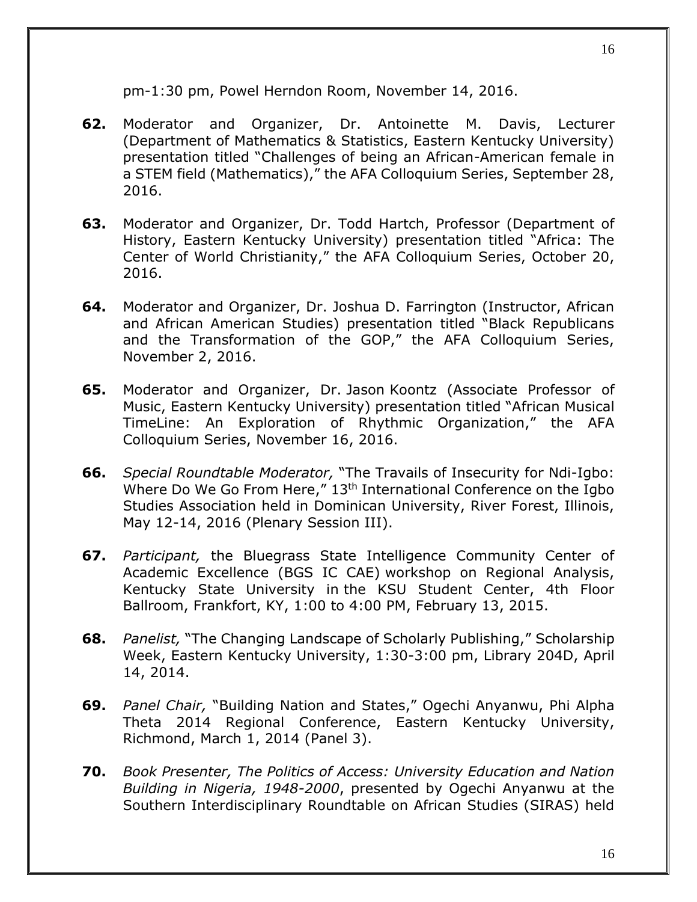pm-1:30 pm, Powel Herndon Room, November 14, 2016.

**62.** Moderator and Organizer, Dr. Antoinette M. Davis, Lecturer (Department of Mathematics & Statistics, Eastern Kentucky University) presentation titled "Challenges of being an African-American female in a STEM field (Mathematics)," the AFA Colloquium Series, September 28, 2016.

**63.** Moderator and Organizer, Dr. Todd Hartch, Professor (Department of History, Eastern Kentucky University) presentation titled "Africa: The Center of World Christianity," the AFA Colloquium Series, October 20, 2016.

**64.** Moderator and Organizer, Dr. Joshua D. Farrington (Instructor, African and African American Studies) presentation titled "Black Republicans and the Transformation of the GOP," the AFA Colloquium Series, November 2, 2016.

**65.** Moderator and Organizer, Dr. Jason Koontz (Associate Professor of Music, Eastern Kentucky University) presentation titled "African Musical TimeLine: An Exploration of Rhythmic Organization," the AFA Colloquium Series, November 16, 2016.

**66.** *Special Roundtable Moderator,* "The Travails of Insecurity for Ndi-Igbo: Where Do We Go From Here," 13th International Conference on the Igbo Studies Association held in Dominican University, River Forest, Illinois, May 12-14, 2016 (Plenary Session III).

**67.** *Participant,* the Bluegrass State Intelligence Community Center of Academic Excellence (BGS IC CAE) workshop on Regional Analysis, Kentucky State University in the KSU Student Center, 4th Floor Ballroom, Frankfort, KY, 1:00 to 4:00 PM, February 13, 2015.

**68.** *Panelist,* "The Changing Landscape of Scholarly Publishing," Scholarship Week, Eastern Kentucky University, 1:30-3:00 pm, Library 204D, April 14, 2014.

**69.** *Panel Chair,* "Building Nation and States," Ogechi Anyanwu, Phi Alpha Theta 2014 Regional Conference, Eastern Kentucky University, Richmond, March 1, 2014 (Panel 3).

**70.** *Book Presenter, The Politics of Access: University Education and Nation Building in Nigeria, 1948-2000*, presented by Ogechi Anyanwu at the Southern Interdisciplinary Roundtable on African Studies (SIRAS) held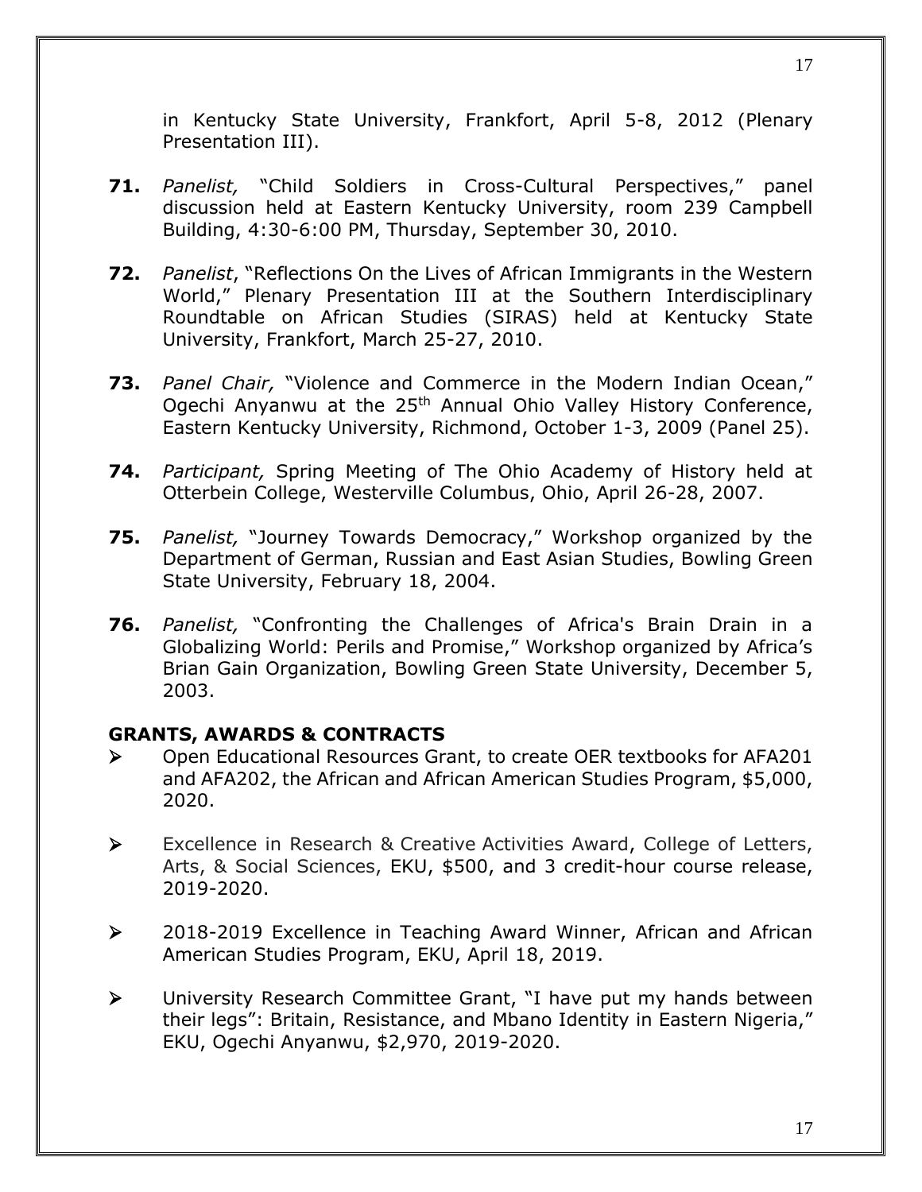in Kentucky State University, Frankfort, April 5-8, 2012 (Plenary Presentation III).

**71.** *Panelist,* "Child Soldiers in Cross-Cultural Perspectives," panel discussion held at Eastern Kentucky University, room 239 Campbell Building, 4:30-6:00 PM, Thursday, September 30, 2010.

**72.** *Panelist*, "Reflections On the Lives of African Immigrants in the Western World," Plenary Presentation III at the Southern Interdisciplinary Roundtable on African Studies (SIRAS) held at Kentucky State University, Frankfort, March 25-27, 2010.

**73.** *Panel Chair,* "Violence and Commerce in the Modern Indian Ocean," Ogechi Anyanwu at the 25th Annual Ohio Valley History Conference, Eastern Kentucky University, Richmond, October 1-3, 2009 (Panel 25).

**74.** *Participant,* Spring Meeting of The Ohio Academy of History held at Otterbein College, Westerville Columbus, Ohio, April 26-28, 2007.

**75.** *Panelist,* "Journey Towards Democracy," Workshop organized by the Department of German, Russian and East Asian Studies, Bowling Green State University, February 18, 2004.

**76.** *Panelist,* "Confronting the Challenges of Africa's Brain Drain in a Globalizing World: Perils and Promise," Workshop organized by Africa's Brian Gain Organization, Bowling Green State University, December 5, 2003.

## GRANTS, AWARDS & CONTRACTS

- Open Educational Resources Grant, to create OER textbooks for AFA201 and AFA202, the African and African American Studies Program, $5,000, 2020.
- Excellence in Research & Creative Activities Award, College of Letters, Arts, & Social Sciences, EKU, $500, and 3 credit-hour course release, 2019-2020.
- 2018-2019 Excellence in Teaching Award Winner, African and African American Studies Program, EKU, April 18, 2019.
- University Research Committee Grant, "I have put my hands between their legs": Britain, Resistance, and Mbano Identity in Eastern Nigeria," EKU, Ogechi Anyanwu, $2,970, 2019-2020.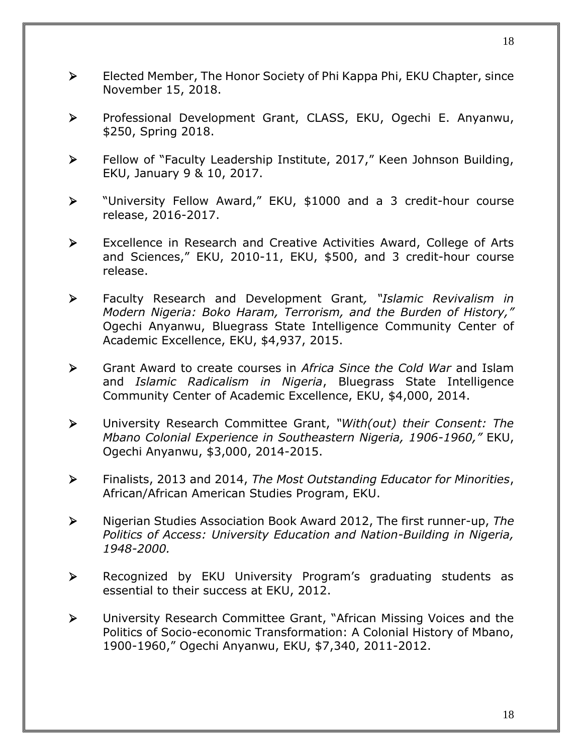- Elected Member, The Honor Society of Phi Kappa Phi, EKU Chapter, since November 15, 2018.

- Professional Development Grant, CLASS, EKU, Ogechi E. Anyanwu, $250, Spring 2018.

- Fellow of "Faculty Leadership Institute, 2017," Keen Johnson Building, EKU, January 9 & 10, 2017.

- "University Fellow Award," EKU, $1000 and a 3 credit-hour course release, 2016-2017.

- Excellence in Research and Creative Activities Award, College of Arts and Sciences," EKU, 2010-11, EKU, $500, and 3 credit-hour course release.

- Faculty Research and Development Grant*, "Islamic Revivalism in Modern Nigeria: Boko Haram, Terrorism, and the Burden of History,"* Ogechi Anyanwu, Bluegrass State Intelligence Community Center of Academic Excellence, EKU, $4,937, 2015.

- Grant Award to create courses in *Africa Since the Cold War* and Islam and *Islamic Radicalism in Nigeria*, Bluegrass State Intelligence Community Center of Academic Excellence, EKU, $4,000, 2014.

- University Research Committee Grant, *"With(out) their Consent: The Mbano Colonial Experience in Southeastern Nigeria, 1906-1960,"* EKU, Ogechi Anyanwu, $3,000, 2014-2015.

- Finalists, 2013 and 2014, *The Most Outstanding Educator for Minorities*, African/African American Studies Program, EKU.

- Nigerian Studies Association Book Award 2012, The first runner-up, *The Politics of Access: University Education and Nation-Building in Nigeria, 1948-2000.*

- Recognized by EKU University Program's graduating students as essential to their success at EKU, 2012.

- University Research Committee Grant, "African Missing Voices and the Politics of Socio-economic Transformation: A Colonial History of Mbano, 1900-1960," Ogechi Anyanwu, EKU, $7,340, 2011-2012.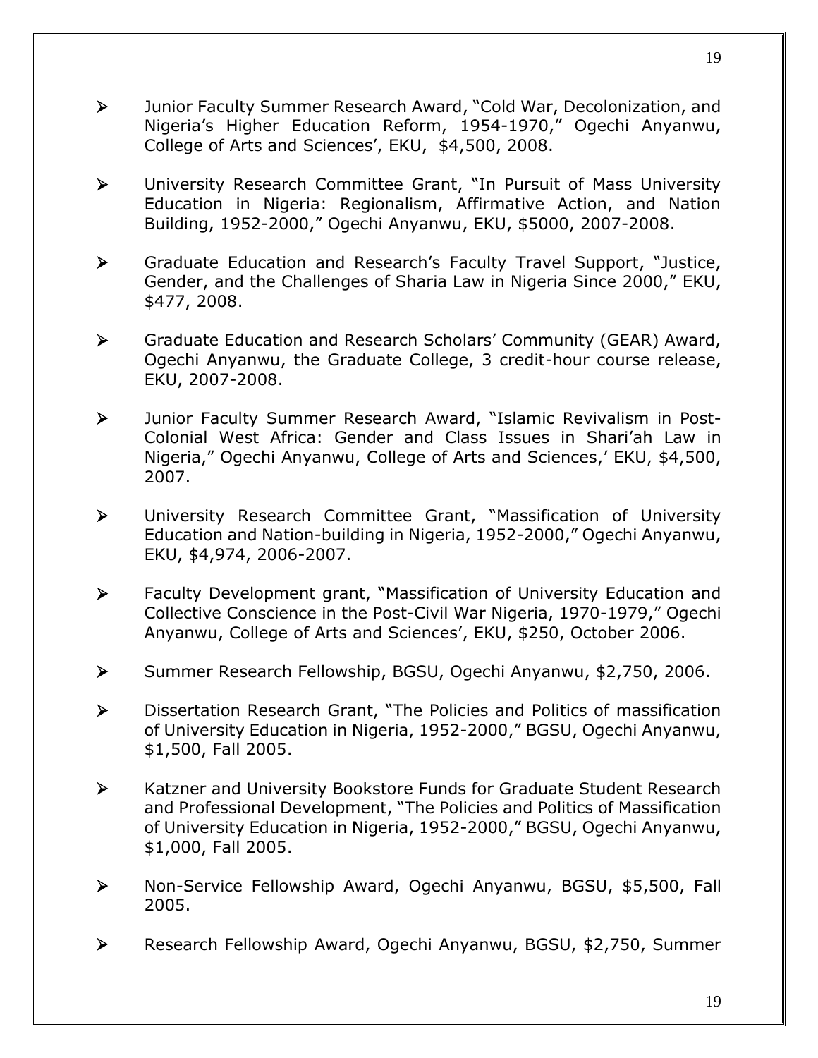- Junior Faculty Summer Research Award, "Cold War, Decolonization, and Nigeria's Higher Education Reform, 1954-1970," Ogechi Anyanwu, College of Arts and Sciences', EKU, $4,500, 2008.

- University Research Committee Grant, "In Pursuit of Mass University Education in Nigeria: Regionalism, Affirmative Action, and Nation Building, 1952-2000," Ogechi Anyanwu, EKU, $5000, 2007-2008.

- Graduate Education and Research's Faculty Travel Support, "Justice, Gender, and the Challenges of Sharia Law in Nigeria Since 2000," EKU, $477, 2008.

- Graduate Education and Research Scholars' Community (GEAR) Award, Ogechi Anyanwu, the Graduate College, 3 credit-hour course release, EKU, 2007-2008.

- Junior Faculty Summer Research Award, "Islamic Revivalism in Post-Colonial West Africa: Gender and Class Issues in Shari'ah Law in Nigeria," Ogechi Anyanwu, College of Arts and Sciences,' EKU, $4,500, 2007.

- University Research Committee Grant, "Massification of University Education and Nation-building in Nigeria, 1952-2000," Ogechi Anyanwu, EKU, $4,974, 2006-2007.

- Faculty Development grant, "Massification of University Education and Collective Conscience in the Post-Civil War Nigeria, 1970-1979," Ogechi Anyanwu, College of Arts and Sciences', EKU, $250, October 2006.

- Summer Research Fellowship, BGSU, Ogechi Anyanwu, $2,750, 2006.

- Dissertation Research Grant, "The Policies and Politics of massification of University Education in Nigeria, 1952-2000," BGSU, Ogechi Anyanwu, $1,500, Fall 2005.

- Katzner and University Bookstore Funds for Graduate Student Research and Professional Development, "The Policies and Politics of Massification of University Education in Nigeria, 1952-2000," BGSU, Ogechi Anyanwu, $1,000, Fall 2005.

- Non-Service Fellowship Award, Ogechi Anyanwu, BGSU, $5,500, Fall 2005.

- Research Fellowship Award, Ogechi Anyanwu, BGSU, $2,750, Summer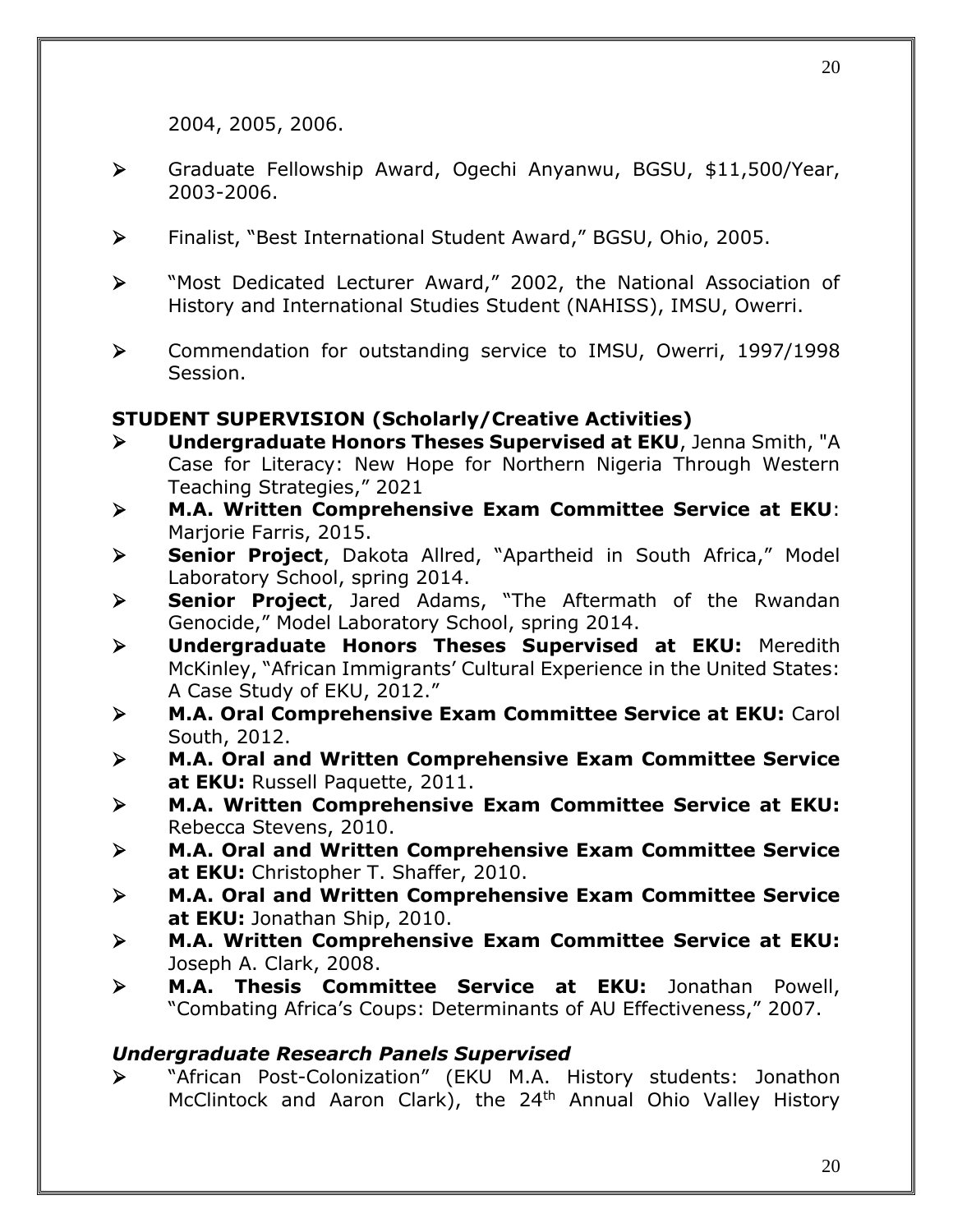2004, 2005, 2006.

- Graduate Fellowship Award, Ogechi Anyanwu, BGSU, \$11,500/Year, 2003-2006.
- Finalist, "Best International Student Award," BGSU, Ohio, 2005.
- "Most Dedicated Lecturer Award," 2002, the National Association of History and International Studies Student (NAHISS), IMSU, Owerri.
- Commendation for outstanding service to IMSU, Owerri, 1997/1998 Session.

## STUDENT SUPERVISION (Scholarly/Creative Activities)

- **Undergraduate Honors Theses Supervised at EKU**, Jenna Smith, "A Case for Literacy: New Hope for Northern Nigeria Through Western Teaching Strategies," 2021
- **M.A. Written Comprehensive Exam Committee Service at EKU**: Marjorie Farris, 2015.
- **Senior Project**, Dakota Allred, "Apartheid in South Africa," Model Laboratory School, spring 2014.
- **Senior Project**, Jared Adams, "The Aftermath of the Rwandan Genocide," Model Laboratory School, spring 2014.
- **Undergraduate Honors Theses Supervised at EKU:** Meredith McKinley, "African Immigrants' Cultural Experience in the United States: A Case Study of EKU, 2012."
- **M.A. Oral Comprehensive Exam Committee Service at EKU:** Carol South, 2012.
- **M.A. Oral and Written Comprehensive Exam Committee Service at EKU:** Russell Paquette, 2011.
- **M.A. Written Comprehensive Exam Committee Service at EKU:** Rebecca Stevens, 2010.
- **M.A. Oral and Written Comprehensive Exam Committee Service at EKU:** Christopher T. Shaffer, 2010.
- **M.A. Oral and Written Comprehensive Exam Committee Service at EKU:** Jonathan Ship, 2010.
- **M.A. Written Comprehensive Exam Committee Service at EKU:** Joseph A. Clark, 2008.
- **M.A. Thesis Committee Service at EKU:** Jonathan Powell, "Combating Africa's Coups: Determinants of AU Effectiveness," 2007.

### *Undergraduate Research Panels Supervised*

- "African Post-Colonization" (EKU M.A. History students: Jonathon McClintock and Aaron Clark), the 24th Annual Ohio Valley History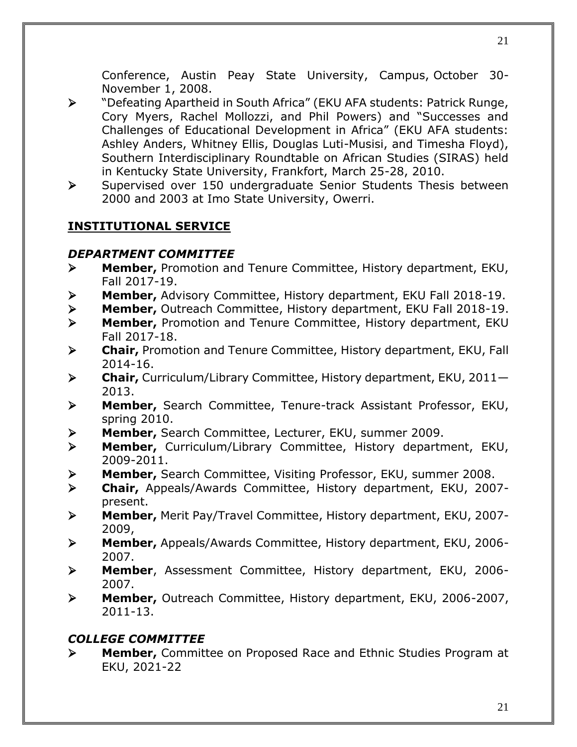Conference, Austin Peay State University, Campus, October 30-November 1, 2008.

- "Defeating Apartheid in South Africa" (EKU AFA students: Patrick Runge, Cory Myers, Rachel Mollozzi, and Phil Powers) and "Successes and Challenges of Educational Development in Africa" (EKU AFA students: Ashley Anders, Whitney Ellis, Douglas Luti-Musisi, and Timesha Floyd), Southern Interdisciplinary Roundtable on African Studies (SIRAS) held in Kentucky State University, Frankfort, March 25-28, 2010.
- Supervised over 150 undergraduate Senior Students Thesis between 2000 and 2003 at Imo State University, Owerri.

## INSTITUTIONAL SERVICE

### *DEPARTMENT COMMITTEE*

- **Member,** Promotion and Tenure Committee, History department, EKU, Fall 2017-19.
- **Member,** Advisory Committee, History department, EKU Fall 2018-19.
- **Member,** Outreach Committee, History department, EKU Fall 2018-19.
- **Member,** Promotion and Tenure Committee, History department, EKU Fall 2017-18.
- **Chair,** Promotion and Tenure Committee, History department, EKU, Fall 2014-16.
- **Chair,** Curriculum/Library Committee, History department, EKU, 2011—2013.
- **Member,** Search Committee, Tenure-track Assistant Professor, EKU, spring 2010.
- **Member,** Search Committee, Lecturer, EKU, summer 2009.
- **Member,** Curriculum/Library Committee, History department, EKU, 2009-2011.
- **Member,** Search Committee, Visiting Professor, EKU, summer 2008.
- **Chair,** Appeals/Awards Committee, History department, EKU, 2007-present.
- **Member,** Merit Pay/Travel Committee, History department, EKU, 2007-2009,
- **Member,** Appeals/Awards Committee, History department, EKU, 2006-2007.
- **Member**, Assessment Committee, History department, EKU, 2006-2007.
- **Member,** Outreach Committee, History department, EKU, 2006-2007, 2011-13.

### *COLLEGE COMMITTEE*

- **Member,** Committee on Proposed Race and Ethnic Studies Program at EKU, 2021-22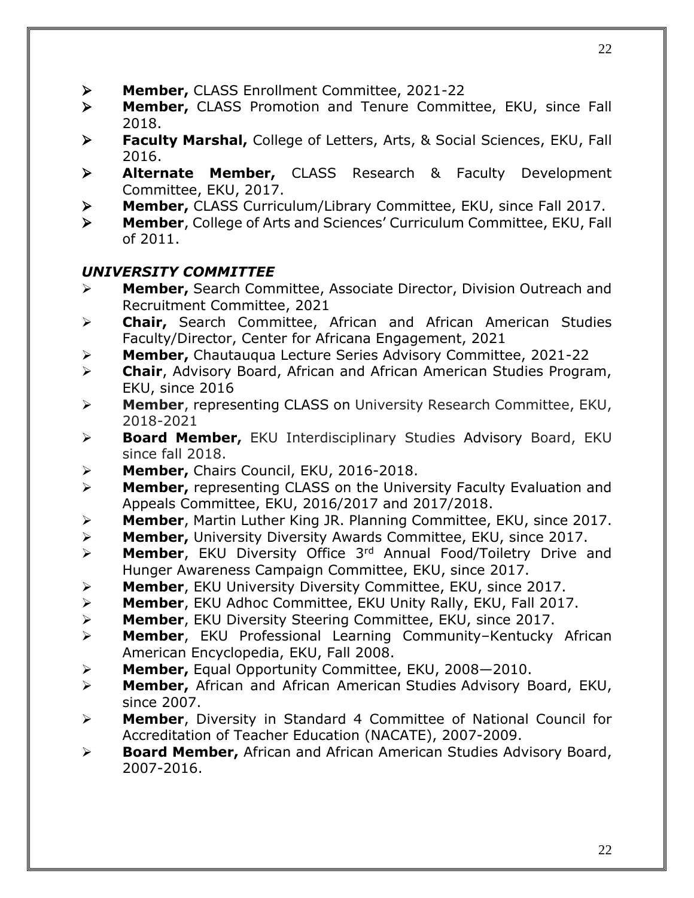- **Member,** CLASS Enrollment Committee, 2021-22
- **Member,** CLASS Promotion and Tenure Committee, EKU, since Fall 2018.
- **Faculty Marshal,** College of Letters, Arts, & Social Sciences, EKU, Fall 2016.
- **Alternate Member,** CLASS Research & Faculty Development Committee, EKU, 2017.
- **Member,** CLASS Curriculum/Library Committee, EKU, since Fall 2017.
- **Member**, College of Arts and Sciences' Curriculum Committee, EKU, Fall of 2011.

### *UNIVERSITY COMMITTEE*

- **Member,** Search Committee, Associate Director, Division Outreach and Recruitment Committee, 2021
- **Chair,** Search Committee, African and African American Studies Faculty/Director, Center for Africana Engagement, 2021
- **Member,** Chautauqua Lecture Series Advisory Committee, 2021-22
- **Chair**, Advisory Board, African and African American Studies Program, EKU, since 2016
- **Member**, representing CLASS on University Research Committee, EKU, 2018-2021
- **Board Member,** EKU Interdisciplinary Studies Advisory Board, EKU since fall 2018.
- **Member,** Chairs Council, EKU, 2016-2018.
- **Member,** representing CLASS on the University Faculty Evaluation and Appeals Committee, EKU, 2016/2017 and 2017/2018.
- **Member**, Martin Luther King JR. Planning Committee, EKU, since 2017.
- **Member,** University Diversity Awards Committee, EKU, since 2017.
- **Member**, EKU Diversity Office 3rd Annual Food/Toiletry Drive and Hunger Awareness Campaign Committee, EKU, since 2017.
- **Member**, EKU University Diversity Committee, EKU, since 2017.
- **Member**, EKU Adhoc Committee, EKU Unity Rally, EKU, Fall 2017.
- **Member**, EKU Diversity Steering Committee, EKU, since 2017.
- **Member**, EKU Professional Learning Community–Kentucky African American Encyclopedia, EKU, Fall 2008.
- **Member,** Equal Opportunity Committee, EKU, 2008—2010.
- **Member,** African and African American Studies Advisory Board, EKU, since 2007.
- **Member**, Diversity in Standard 4 Committee of National Council for Accreditation of Teacher Education (NACATE), 2007-2009.
- **Board Member,** African and African American Studies Advisory Board, 2007-2016.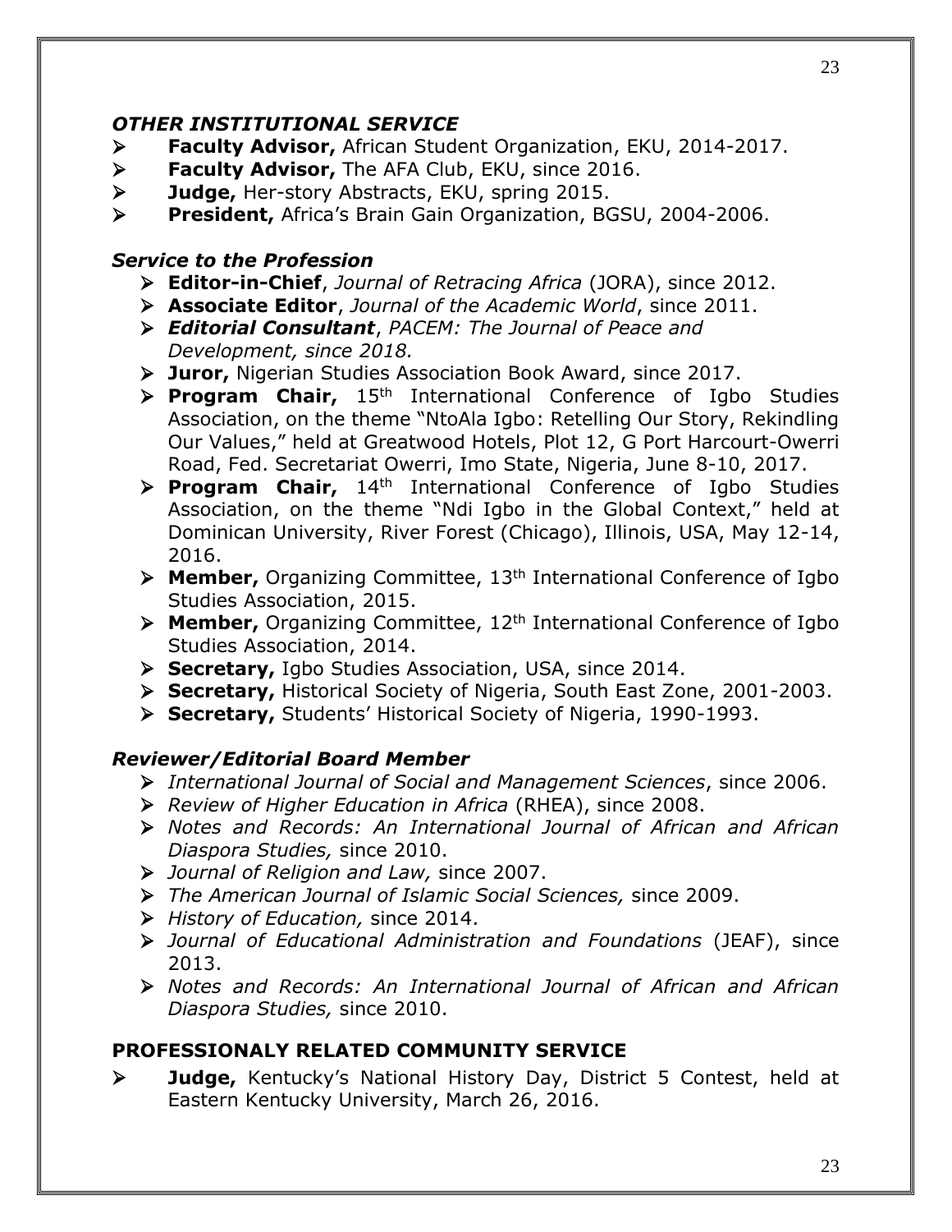### *OTHER INSTITUTIONAL SERVICE*

- **Faculty Advisor,** African Student Organization, EKU, 2014-2017.
- **Faculty Advisor,** The AFA Club, EKU, since 2016.
- **Judge,** Her-story Abstracts, EKU, spring 2015.
- **President,** Africa's Brain Gain Organization, BGSU, 2004-2006.

### *Service to the Profession*

- **Editor-in-Chief**, *Journal of Retracing Africa* (JORA), since 2012.
- **Associate Editor**, *Journal of the Academic World*, since 2011.
- ***Editorial Consultant***, *PACEM: The Journal of Peace and Development, since 2018.*
- **Juror,** Nigerian Studies Association Book Award, since 2017.
- **Program Chair,** 15th International Conference of Igbo Studies Association, on the theme "NtoAla Igbo: Retelling Our Story, Rekindling Our Values," held at Greatwood Hotels, Plot 12, G Port Harcourt-Owerri Road, Fed. Secretariat Owerri, Imo State, Nigeria, June 8-10, 2017.
- **Program Chair,** 14th International Conference of Igbo Studies Association, on the theme "Ndi Igbo in the Global Context," held at Dominican University, River Forest (Chicago), Illinois, USA, May 12-14, 2016.
- **Member,** Organizing Committee, 13th International Conference of Igbo Studies Association, 2015.
- **Member,** Organizing Committee, 12th International Conference of Igbo Studies Association, 2014.
- **Secretary,** Igbo Studies Association, USA, since 2014.
- **Secretary,** Historical Society of Nigeria, South East Zone, 2001-2003.
- **Secretary,** Students' Historical Society of Nigeria, 1990-1993.

### *Reviewer/Editorial Board Member*

- *International Journal of Social and Management Sciences*, since 2006.
- *Review of Higher Education in Africa* (RHEA), since 2008.
- *Notes and Records: An International Journal of African and African Diaspora Studies,* since 2010.
- *Journal of Religion and Law,* since 2007.
- *The American Journal of Islamic Social Sciences,* since 2009.
- *History of Education,* since 2014.
- *Journal of Educational Administration and Foundations* (JEAF), since 2013.
- *Notes and Records: An International Journal of African and African Diaspora Studies,* since 2010.

### PROFESSIONALY RELATED COMMUNITY SERVICE

- **Judge,** Kentucky's National History Day, District 5 Contest, held at Eastern Kentucky University, March 26, 2016.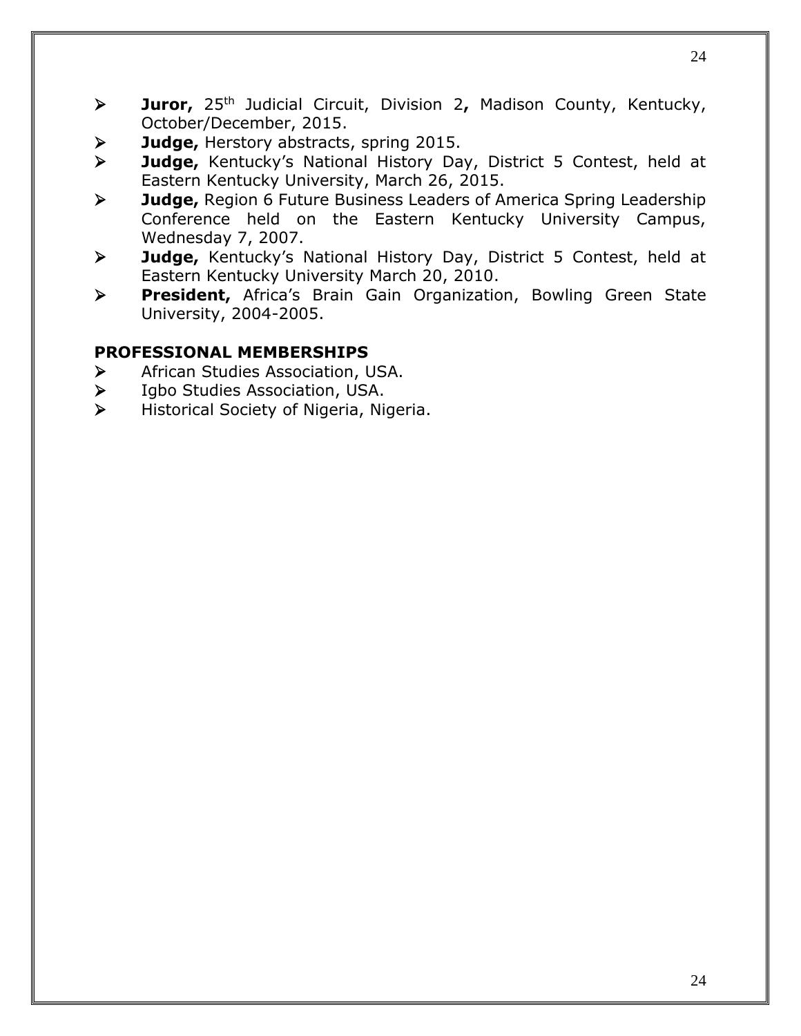- **Juror,** 25th Judicial Circuit, Division 2**,** Madison County, Kentucky, October/December, 2015.
- **Judge,** Herstory abstracts, spring 2015.
- **Judge,** Kentucky's National History Day, District 5 Contest, held at Eastern Kentucky University, March 26, 2015.
- **Judge,** Region 6 Future Business Leaders of America Spring Leadership Conference held on the Eastern Kentucky University Campus, Wednesday 7, 2007.
- **Judge,** Kentucky's National History Day, District 5 Contest, held at Eastern Kentucky University March 20, 2010.
- **President,** Africa's Brain Gain Organization, Bowling Green State University, 2004-2005.

## PROFESSIONAL MEMBERSHIPS

- African Studies Association, USA.
- Igbo Studies Association, USA.
- Historical Society of Nigeria, Nigeria.